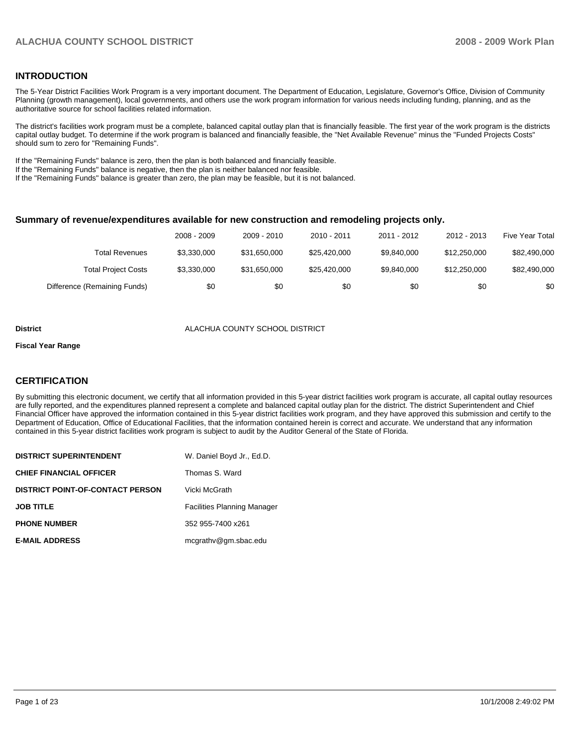## INTRODUCTION

The 5-Year District Facilities Work Program is a very important document. The Department of Education, Legislature, Governor's Office, Division of Community Planning (growth management), local governments, and others use the work program information for various needs including funding, planning, and as the authoritative source for school facilities related information.

The district's facilities work program must be a complete, balanced capital outlay plan that is financially feasible. The first year of the work program is the districts capital outlay budget. To determine if the work program is balanced and financially feasible, the "Net Available Revenue" minus the "Funded Projects Costs" should sum to zero for "Remaining Funds".

If the "Remaining Funds" balance is zero, then the plan is both balanced and financially feasible.
If the "Remaining Funds" balance is negative, then the plan is neither balanced nor feasible.
If the "Remaining Funds" balance is greater than zero, the plan may be feasible, but it is not balanced.

### Summary of revenue/expenditures available for new construction and remodeling projects only.

| | 2008 - 2009 | 2009 - 2010 | 2010 - 2011 | 2011 - 2012 | 2012 - 2013 | Five Year Total |
|---|---|---|---|---|---|---|
| Total Revenues | $3,330,000 | $31,650,000 | $25,420,000 | $9,840,000 | $12,250,000 | $82,490,000 |
| Total Project Costs | $3,330,000 | $31,650,000 | $25,420,000 | $9,840,000 | $12,250,000 | $82,490,000 |
| Difference (Remaining Funds) | $0 | $0 | $0 | $0 | $0 | $0 |

**District** ALACHUA COUNTY SCHOOL DISTRICT

**Fiscal Year Range**

## CERTIFICATION

By submitting this electronic document, we certify that all information provided in this 5-year district facilities work program is accurate, all capital outlay resources are fully reported, and the expenditures planned represent a complete and balanced capital outlay plan for the district. The district Superintendent and Chief Financial Officer have approved the information contained in this 5-year district facilities work program, and they have approved this submission and certify to the Department of Education, Office of Educational Facilities, that the information contained herein is correct and accurate. We understand that any information contained in this 5-year district facilities work program is subject to audit by the Auditor General of the State of Florida.

| | |
|---|---|
| **DISTRICT SUPERINTENDENT** | W. Daniel Boyd Jr., Ed.D. |
| **CHIEF FINANCIAL OFFICER** | Thomas S. Ward |
| **DISTRICT POINT-OF-CONTACT PERSON** | Vicki McGrath |
| **JOB TITLE** | Facilities Planning Manager |
| **PHONE NUMBER** | 352 955-7400 x261 |
| **E-MAIL ADDRESS** | mcgrathv@gm.sbac.edu |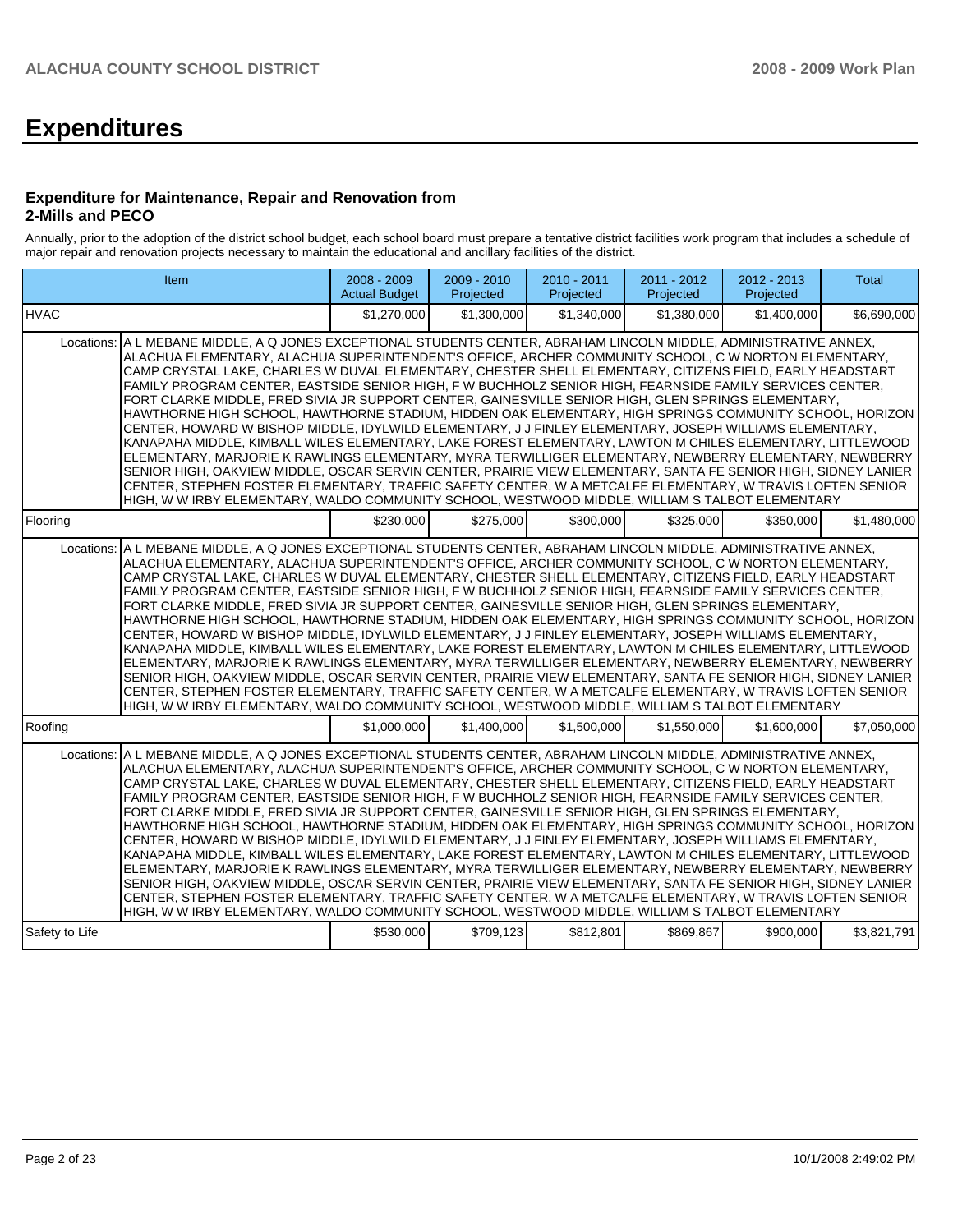# Expenditures

### Expenditure for Maintenance, Repair and Renovation from 2-Mills and PECO

Annually, prior to the adoption of the district school budget, each school board must prepare a tentative district facilities work program that includes a schedule of major repair and renovation projects necessary to maintain the educational and ancillary facilities of the district.

| Item | | 2008 - 2009 Actual Budget | 2009 - 2010 Projected | 2010 - 2011 Projected | 2011 - 2012 Projected | 2012 - 2013 Projected | Total |
|---|---|---|---|---|---|---|---|
| HVAC | | $1,270,000 | $1,300,000 | $1,340,000 | $1,380,000 | $1,400,000 | $6,690,000 |
| Locations: | A L MEBANE MIDDLE, A Q JONES EXCEPTIONAL STUDENTS CENTER, ABRAHAM LINCOLN MIDDLE, ADMINISTRATIVE ANNEX, ALACHUA ELEMENTARY, ALACHUA SUPERINTENDENT'S OFFICE, ARCHER COMMUNITY SCHOOL, C W NORTON ELEMENTARY, CAMP CRYSTAL LAKE, CHARLES W DUVAL ELEMENTARY, CHESTER SHELL ELEMENTARY, CITIZENS FIELD, EARLY HEADSTART FAMILY PROGRAM CENTER, EASTSIDE SENIOR HIGH, F W BUCHHOLZ SENIOR HIGH, FEARNSIDE FAMILY SERVICES CENTER, FORT CLARKE MIDDLE, FRED SIVIA JR SUPPORT CENTER, GAINESVILLE SENIOR HIGH, GLEN SPRINGS ELEMENTARY, HAWTHORNE HIGH SCHOOL, HAWTHORNE STADIUM, HIDDEN OAK ELEMENTARY, HIGH SPRINGS COMMUNITY SCHOOL, HORIZON CENTER, HOWARD W BISHOP MIDDLE, IDYLWILD ELEMENTARY, J J FINLEY ELEMENTARY, JOSEPH WILLIAMS ELEMENTARY, KANAPAHA MIDDLE, KIMBALL WILES ELEMENTARY, LAKE FOREST ELEMENTARY, LAWTON M CHILES ELEMENTARY, LITTLEWOOD ELEMENTARY, MARJORIE K RAWLINGS ELEMENTARY, MYRA TERWILLIGER ELEMENTARY, NEWBERRY ELEMENTARY, NEWBERRY SENIOR HIGH, OAKVIEW MIDDLE, OSCAR SERVIN CENTER, PRAIRIE VIEW ELEMENTARY, SANTA FE SENIOR HIGH, SIDNEY LANIER CENTER, STEPHEN FOSTER ELEMENTARY, TRAFFIC SAFETY CENTER, W A METCALFE ELEMENTARY, W TRAVIS LOFTEN SENIOR HIGH, W W IRBY ELEMENTARY, WALDO COMMUNITY SCHOOL, WESTWOOD MIDDLE, WILLIAM S TALBOT ELEMENTARY | | | | | | |
| Flooring | | $230,000 | $275,000 | $300,000 | $325,000 | $350,000 | $1,480,000 |
| Locations: | A L MEBANE MIDDLE, A Q JONES EXCEPTIONAL STUDENTS CENTER, ABRAHAM LINCOLN MIDDLE, ADMINISTRATIVE ANNEX, ALACHUA ELEMENTARY, ALACHUA SUPERINTENDENT'S OFFICE, ARCHER COMMUNITY SCHOOL, C W NORTON ELEMENTARY, CAMP CRYSTAL LAKE, CHARLES W DUVAL ELEMENTARY, CHESTER SHELL ELEMENTARY, CITIZENS FIELD, EARLY HEADSTART FAMILY PROGRAM CENTER, EASTSIDE SENIOR HIGH, F W BUCHHOLZ SENIOR HIGH, FEARNSIDE FAMILY SERVICES CENTER, FORT CLARKE MIDDLE, FRED SIVIA JR SUPPORT CENTER, GAINESVILLE SENIOR HIGH, GLEN SPRINGS ELEMENTARY, HAWTHORNE HIGH SCHOOL, HAWTHORNE STADIUM, HIDDEN OAK ELEMENTARY, HIGH SPRINGS COMMUNITY SCHOOL, HORIZON CENTER, HOWARD W BISHOP MIDDLE, IDYLWILD ELEMENTARY, J J FINLEY ELEMENTARY, JOSEPH WILLIAMS ELEMENTARY, KANAPAHA MIDDLE, KIMBALL WILES ELEMENTARY, LAKE FOREST ELEMENTARY, LAWTON M CHILES ELEMENTARY, LITTLEWOOD ELEMENTARY, MARJORIE K RAWLINGS ELEMENTARY, MYRA TERWILLIGER ELEMENTARY, NEWBERRY ELEMENTARY, NEWBERRY SENIOR HIGH, OAKVIEW MIDDLE, OSCAR SERVIN CENTER, PRAIRIE VIEW ELEMENTARY, SANTA FE SENIOR HIGH, SIDNEY LANIER CENTER, STEPHEN FOSTER ELEMENTARY, TRAFFIC SAFETY CENTER, W A METCALFE ELEMENTARY, W TRAVIS LOFTEN SENIOR HIGH, W W IRBY ELEMENTARY, WALDO COMMUNITY SCHOOL, WESTWOOD MIDDLE, WILLIAM S TALBOT ELEMENTARY | | | | | | |
| Roofing | | $1,000,000 | $1,400,000 | $1,500,000 | $1,550,000 | $1,600,000 | $7,050,000 |
| Locations: | A L MEBANE MIDDLE, A Q JONES EXCEPTIONAL STUDENTS CENTER, ABRAHAM LINCOLN MIDDLE, ADMINISTRATIVE ANNEX, ALACHUA ELEMENTARY, ALACHUA SUPERINTENDENT'S OFFICE, ARCHER COMMUNITY SCHOOL, C W NORTON ELEMENTARY, CAMP CRYSTAL LAKE, CHARLES W DUVAL ELEMENTARY, CHESTER SHELL ELEMENTARY, CITIZENS FIELD, EARLY HEADSTART FAMILY PROGRAM CENTER, EASTSIDE SENIOR HIGH, F W BUCHHOLZ SENIOR HIGH, FEARNSIDE FAMILY SERVICES CENTER, FORT CLARKE MIDDLE, FRED SIVIA JR SUPPORT CENTER, GAINESVILLE SENIOR HIGH, GLEN SPRINGS ELEMENTARY, HAWTHORNE HIGH SCHOOL, HAWTHORNE STADIUM, HIDDEN OAK ELEMENTARY, HIGH SPRINGS COMMUNITY SCHOOL, HORIZON CENTER, HOWARD W BISHOP MIDDLE, IDYLWILD ELEMENTARY, J J FINLEY ELEMENTARY, JOSEPH WILLIAMS ELEMENTARY, KANAPAHA MIDDLE, KIMBALL WILES ELEMENTARY, LAKE FOREST ELEMENTARY, LAWTON M CHILES ELEMENTARY, LITTLEWOOD ELEMENTARY, MARJORIE K RAWLINGS ELEMENTARY, MYRA TERWILLIGER ELEMENTARY, NEWBERRY ELEMENTARY, NEWBERRY SENIOR HIGH, OAKVIEW MIDDLE, OSCAR SERVIN CENTER, PRAIRIE VIEW ELEMENTARY, SANTA FE SENIOR HIGH, SIDNEY LANIER CENTER, STEPHEN FOSTER ELEMENTARY, TRAFFIC SAFETY CENTER, W A METCALFE ELEMENTARY, W TRAVIS LOFTEN SENIOR HIGH, W W IRBY ELEMENTARY, WALDO COMMUNITY SCHOOL, WESTWOOD MIDDLE, WILLIAM S TALBOT ELEMENTARY | | | | | | |
| Safety to Life | | $530,000 | $709,123 | $812,801 | $869,867 | $900,000 | $3,821,791 |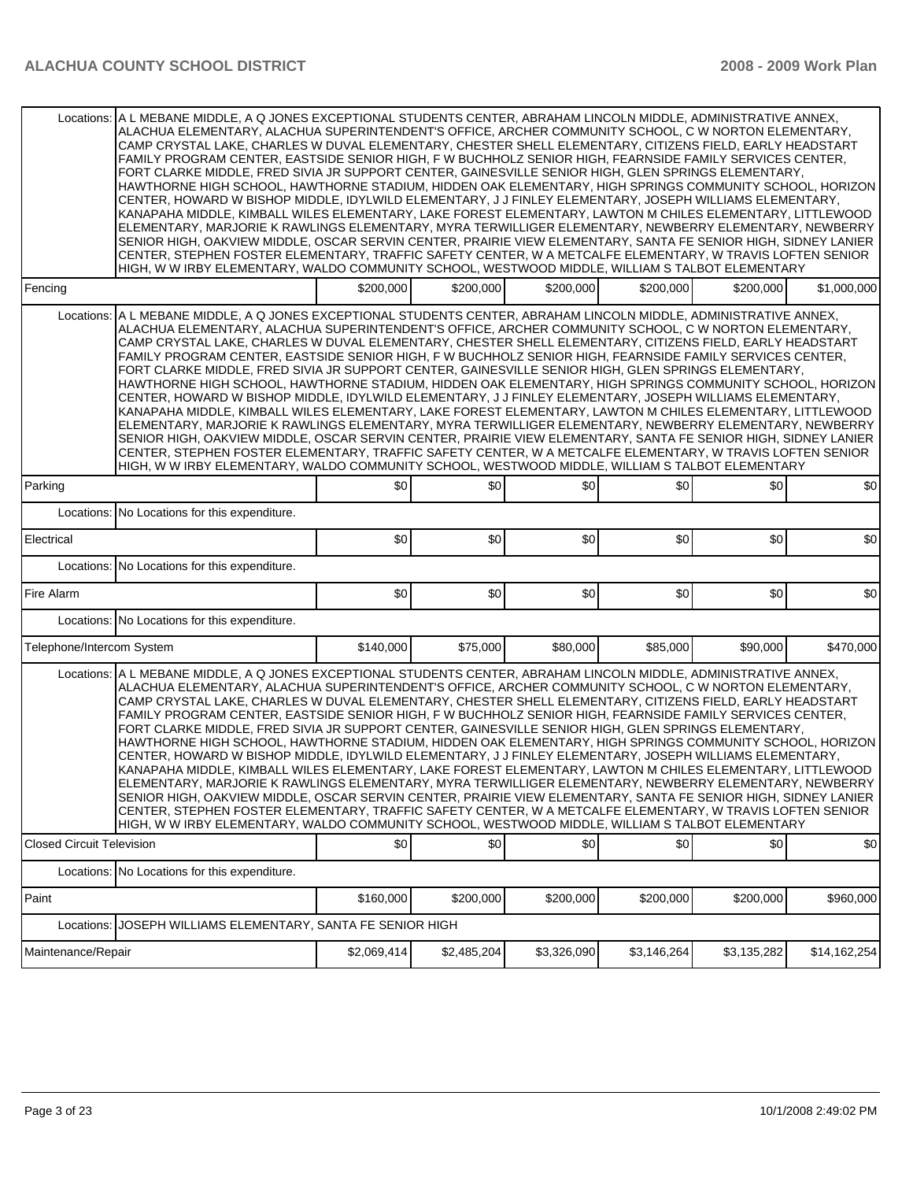| | | | | | | |
|---|---|---|---|---|---|---|
| Locations: A L MEBANE MIDDLE, A Q JONES EXCEPTIONAL STUDENTS CENTER, ABRAHAM LINCOLN MIDDLE, ADMINISTRATIVE ANNEX, ALACHUA ELEMENTARY, ALACHUA SUPERINTENDENT'S OFFICE, ARCHER COMMUNITY SCHOOL, C W NORTON ELEMENTARY, CAMP CRYSTAL LAKE, CHARLES W DUVAL ELEMENTARY, CHESTER SHELL ELEMENTARY, CITIZENS FIELD, EARLY HEADSTART FAMILY PROGRAM CENTER, EASTSIDE SENIOR HIGH, F W BUCHHOLZ SENIOR HIGH, FEARNSIDE FAMILY SERVICES CENTER, FORT CLARKE MIDDLE, FRED SIVIA JR SUPPORT CENTER, GAINESVILLE SENIOR HIGH, GLEN SPRINGS ELEMENTARY, HAWTHORNE HIGH SCHOOL, HAWTHORNE STADIUM, HIDDEN OAK ELEMENTARY, HIGH SPRINGS COMMUNITY SCHOOL, HORIZON CENTER, HOWARD W BISHOP MIDDLE, IDYLWILD ELEMENTARY, J J FINLEY ELEMENTARY, JOSEPH WILLIAMS ELEMENTARY, KANAPAHA MIDDLE, KIMBALL WILES ELEMENTARY, LAKE FOREST ELEMENTARY, LAWTON M CHILES ELEMENTARY, LITTLEWOOD ELEMENTARY, MARJORIE K RAWLINGS ELEMENTARY, MYRA TERWILLIGER ELEMENTARY, NEWBERRY ELEMENTARY, NEWBERRY SENIOR HIGH, OAKVIEW MIDDLE, OSCAR SERVIN CENTER, PRAIRIE VIEW ELEMENTARY, SANTA FE SENIOR HIGH, SIDNEY LANIER CENTER, STEPHEN FOSTER ELEMENTARY, TRAFFIC SAFETY CENTER, W A METCALFE ELEMENTARY, W TRAVIS LOFTEN SENIOR HIGH, W W IRBY ELEMENTARY, WALDO COMMUNITY SCHOOL, WESTWOOD MIDDLE, WILLIAM S TALBOT ELEMENTARY | | | | | | |
| Fencing | $200,000 | $200,000 | $200,000 | $200,000 | $200,000 | $1,000,000 |
| Locations: A L MEBANE MIDDLE, A Q JONES EXCEPTIONAL STUDENTS CENTER, ABRAHAM LINCOLN MIDDLE, ADMINISTRATIVE ANNEX, ALACHUA ELEMENTARY, ALACHUA SUPERINTENDENT'S OFFICE, ARCHER COMMUNITY SCHOOL, C W NORTON ELEMENTARY, CAMP CRYSTAL LAKE, CHARLES W DUVAL ELEMENTARY, CHESTER SHELL ELEMENTARY, CITIZENS FIELD, EARLY HEADSTART FAMILY PROGRAM CENTER, EASTSIDE SENIOR HIGH, F W BUCHHOLZ SENIOR HIGH, FEARNSIDE FAMILY SERVICES CENTER, FORT CLARKE MIDDLE, FRED SIVIA JR SUPPORT CENTER, GAINESVILLE SENIOR HIGH, GLEN SPRINGS ELEMENTARY, HAWTHORNE HIGH SCHOOL, HAWTHORNE STADIUM, HIDDEN OAK ELEMENTARY, HIGH SPRINGS COMMUNITY SCHOOL, HORIZON CENTER, HOWARD W BISHOP MIDDLE, IDYLWILD ELEMENTARY, J J FINLEY ELEMENTARY, JOSEPH WILLIAMS ELEMENTARY, KANAPAHA MIDDLE, KIMBALL WILES ELEMENTARY, LAKE FOREST ELEMENTARY, LAWTON M CHILES ELEMENTARY, LITTLEWOOD ELEMENTARY, MARJORIE K RAWLINGS ELEMENTARY, MYRA TERWILLIGER ELEMENTARY, NEWBERRY ELEMENTARY, NEWBERRY SENIOR HIGH, OAKVIEW MIDDLE, OSCAR SERVIN CENTER, PRAIRIE VIEW ELEMENTARY, SANTA FE SENIOR HIGH, SIDNEY LANIER CENTER, STEPHEN FOSTER ELEMENTARY, TRAFFIC SAFETY CENTER, W A METCALFE ELEMENTARY, W TRAVIS LOFTEN SENIOR HIGH, W W IRBY ELEMENTARY, WALDO COMMUNITY SCHOOL, WESTWOOD MIDDLE, WILLIAM S TALBOT ELEMENTARY | | | | | | |
| Parking | $0 | $0 | $0 | $0 | $0 | $0 |
| Locations: No Locations for this expenditure. | | | | | | |
| Electrical | $0 | $0 | $0 | $0 | $0 | $0 |
| Locations: No Locations for this expenditure. | | | | | | |
| Fire Alarm | $0 | $0 | $0 | $0 | $0 | $0 |
| Locations: No Locations for this expenditure. | | | | | | |
| Telephone/Intercom System | $140,000 | $75,000 | $80,000 | $85,000 | $90,000 | $470,000 |
| Locations: A L MEBANE MIDDLE, A Q JONES EXCEPTIONAL STUDENTS CENTER, ABRAHAM LINCOLN MIDDLE, ADMINISTRATIVE ANNEX, ALACHUA ELEMENTARY, ALACHUA SUPERINTENDENT'S OFFICE, ARCHER COMMUNITY SCHOOL, C W NORTON ELEMENTARY, CAMP CRYSTAL LAKE, CHARLES W DUVAL ELEMENTARY, CHESTER SHELL ELEMENTARY, CITIZENS FIELD, EARLY HEADSTART FAMILY PROGRAM CENTER, EASTSIDE SENIOR HIGH, F W BUCHHOLZ SENIOR HIGH, FEARNSIDE FAMILY SERVICES CENTER, FORT CLARKE MIDDLE, FRED SIVIA JR SUPPORT CENTER, GAINESVILLE SENIOR HIGH, GLEN SPRINGS ELEMENTARY, HAWTHORNE HIGH SCHOOL, HAWTHORNE STADIUM, HIDDEN OAK ELEMENTARY, HIGH SPRINGS COMMUNITY SCHOOL, HORIZON CENTER, HOWARD W BISHOP MIDDLE, IDYLWILD ELEMENTARY, J J FINLEY ELEMENTARY, JOSEPH WILLIAMS ELEMENTARY, KANAPAHA MIDDLE, KIMBALL WILES ELEMENTARY, LAKE FOREST ELEMENTARY, LAWTON M CHILES ELEMENTARY, LITTLEWOOD ELEMENTARY, MARJORIE K RAWLINGS ELEMENTARY, MYRA TERWILLIGER ELEMENTARY, NEWBERRY ELEMENTARY, NEWBERRY SENIOR HIGH, OAKVIEW MIDDLE, OSCAR SERVIN CENTER, PRAIRIE VIEW ELEMENTARY, SANTA FE SENIOR HIGH, SIDNEY LANIER CENTER, STEPHEN FOSTER ELEMENTARY, TRAFFIC SAFETY CENTER, W A METCALFE ELEMENTARY, W TRAVIS LOFTEN SENIOR HIGH, W W IRBY ELEMENTARY, WALDO COMMUNITY SCHOOL, WESTWOOD MIDDLE, WILLIAM S TALBOT ELEMENTARY | | | | | | |
| Closed Circuit Television | $0 | $0 | $0 | $0 | $0 | $0 |
| Locations: No Locations for this expenditure. | | | | | | |
| Paint | $160,000 | $200,000 | $200,000 | $200,000 | $200,000 | $960,000 |
| Locations: JOSEPH WILLIAMS ELEMENTARY, SANTA FE SENIOR HIGH | | | | | | |
| Maintenance/Repair | $2,069,414 | $2,485,204 | $3,326,090 | $3,146,264 | $3,135,282 | $14,162,254 |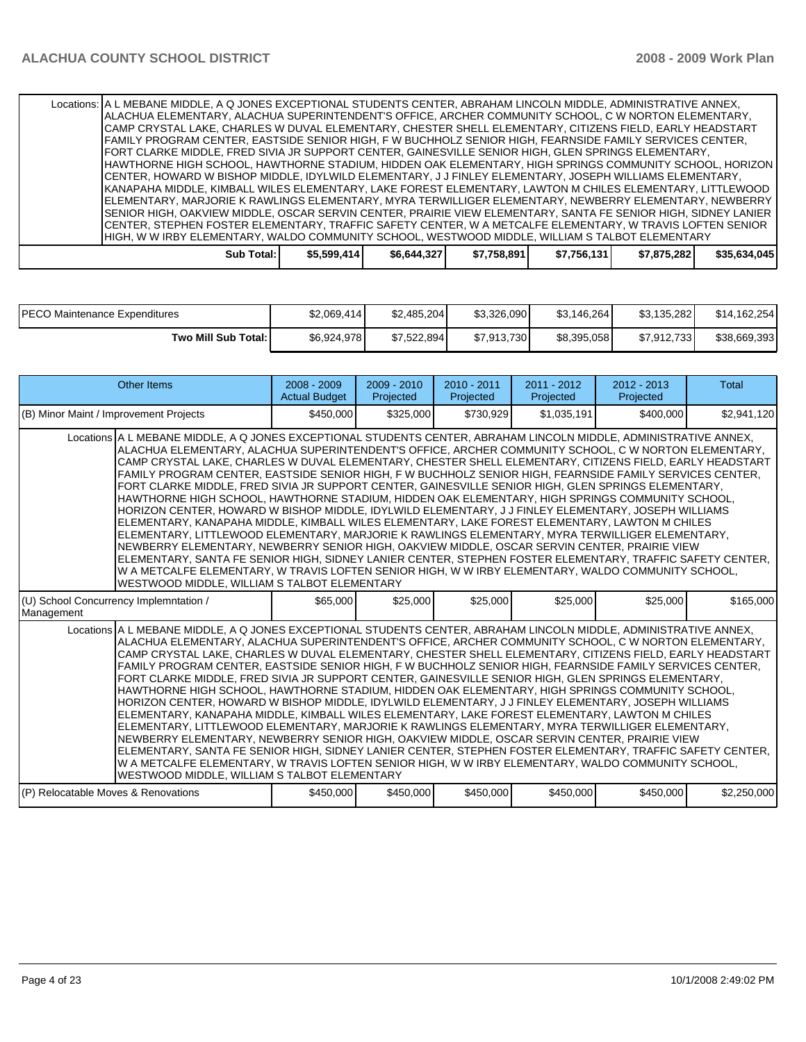| | | | | | | |
|---|---|---|---|---|---|---|
| Locations: | A L MEBANE MIDDLE, A Q JONES EXCEPTIONAL STUDENTS CENTER, ABRAHAM LINCOLN MIDDLE, ADMINISTRATIVE ANNEX, ALACHUA ELEMENTARY, ALACHUA SUPERINTENDENT'S OFFICE, ARCHER COMMUNITY SCHOOL, C W NORTON ELEMENTARY, CAMP CRYSTAL LAKE, CHARLES W DUVAL ELEMENTARY, CHESTER SHELL ELEMENTARY, CITIZENS FIELD, EARLY HEADSTART FAMILY PROGRAM CENTER, EASTSIDE SENIOR HIGH, F W BUCHHOLZ SENIOR HIGH, FEARNSIDE FAMILY SERVICES CENTER, FORT CLARKE MIDDLE, FRED SIVIA JR SUPPORT CENTER, GAINESVILLE SENIOR HIGH, GLEN SPRINGS ELEMENTARY, HAWTHORNE HIGH SCHOOL, HAWTHORNE STADIUM, HIDDEN OAK ELEMENTARY, HIGH SPRINGS COMMUNITY SCHOOL, HORIZON CENTER, HOWARD W BISHOP MIDDLE, IDYLWILD ELEMENTARY, J J FINLEY ELEMENTARY, JOSEPH WILLIAMS ELEMENTARY, KANAPAHA MIDDLE, KIMBALL WILES ELEMENTARY, LAKE FOREST ELEMENTARY, LAWTON M CHILES ELEMENTARY, LITTLEWOOD ELEMENTARY, MARJORIE K RAWLINGS ELEMENTARY, MYRA TERWILLIGER ELEMENTARY, NEWBERRY ELEMENTARY, NEWBERRY SENIOR HIGH, OAKVIEW MIDDLE, OSCAR SERVIN CENTER, PRAIRIE VIEW ELEMENTARY, SANTA FE SENIOR HIGH, SIDNEY LANIER CENTER, STEPHEN FOSTER ELEMENTARY, TRAFFIC SAFETY CENTER, W A METCALFE ELEMENTARY, W TRAVIS LOFTEN SENIOR HIGH, W W IRBY ELEMENTARY, WALDO COMMUNITY SCHOOL, WESTWOOD MIDDLE, WILLIAM S TALBOT ELEMENTARY | | | | | |
| **Sub Total:** | $5,599,414 | $6,644,327 | $7,758,891 | $7,756,131 | $7,875,282 | $35,634,045 |

| | | | | | | |
|---|---|---|---|---|---|---|
| PECO Maintenance Expenditures | $2,069,414 | $2,485,204 | $3,326,090 | $3,146,264 | $3,135,282 | $14,162,254 |
| **Two Mill Sub Total:** | $6,924,978 | $7,522,894 | $7,913,730 | $8,395,058 | $7,912,733 | $38,669,393 |

| Other Items | 2008 - 2009 Actual Budget | 2009 - 2010 Projected | 2010 - 2011 Projected | 2011 - 2012 Projected | 2012 - 2013 Projected | Total |
|---|---|---|---|---|---|---|
| (B) Minor Maint / Improvement Projects | $450,000 | $325,000 | $730,929 | $1,035,191 | $400,000 | $2,941,120 |
| Locations | A L MEBANE MIDDLE, A Q JONES EXCEPTIONAL STUDENTS CENTER, ABRAHAM LINCOLN MIDDLE, ADMINISTRATIVE ANNEX, ALACHUA ELEMENTARY, ALACHUA SUPERINTENDENT'S OFFICE, ARCHER COMMUNITY SCHOOL, C W NORTON ELEMENTARY, CAMP CRYSTAL LAKE, CHARLES W DUVAL ELEMENTARY, CHESTER SHELL ELEMENTARY, CITIZENS FIELD, EARLY HEADSTART FAMILY PROGRAM CENTER, EASTSIDE SENIOR HIGH, F W BUCHHOLZ SENIOR HIGH, FEARNSIDE FAMILY SERVICES CENTER, FORT CLARKE MIDDLE, FRED SIVIA JR SUPPORT CENTER, GAINESVILLE SENIOR HIGH, GLEN SPRINGS ELEMENTARY, HAWTHORNE HIGH SCHOOL, HAWTHORNE STADIUM, HIDDEN OAK ELEMENTARY, HIGH SPRINGS COMMUNITY SCHOOL, HORIZON CENTER, HOWARD W BISHOP MIDDLE, IDYLWILD ELEMENTARY, J J FINLEY ELEMENTARY, JOSEPH WILLIAMS ELEMENTARY, KANAPAHA MIDDLE, KIMBALL WILES ELEMENTARY, LAKE FOREST ELEMENTARY, LAWTON M CHILES ELEMENTARY, LITTLEWOOD ELEMENTARY, MARJORIE K RAWLINGS ELEMENTARY, MYRA TERWILLIGER ELEMENTARY, NEWBERRY ELEMENTARY, NEWBERRY SENIOR HIGH, OAKVIEW MIDDLE, OSCAR SERVIN CENTER, PRAIRIE VIEW ELEMENTARY, SANTA FE SENIOR HIGH, SIDNEY LANIER CENTER, STEPHEN FOSTER ELEMENTARY, TRAFFIC SAFETY CENTER, W A METCALFE ELEMENTARY, W TRAVIS LOFTEN SENIOR HIGH, W W IRBY ELEMENTARY, WALDO COMMUNITY SCHOOL, WESTWOOD MIDDLE, WILLIAM S TALBOT ELEMENTARY | | | | | |
| (U) School Concurrency Implemntation / Management | $65,000 | $25,000 | $25,000 | $25,000 | $25,000 | $165,000 |
| Locations | A L MEBANE MIDDLE, A Q JONES EXCEPTIONAL STUDENTS CENTER, ABRAHAM LINCOLN MIDDLE, ADMINISTRATIVE ANNEX, ALACHUA ELEMENTARY, ALACHUA SUPERINTENDENT'S OFFICE, ARCHER COMMUNITY SCHOOL, C W NORTON ELEMENTARY, CAMP CRYSTAL LAKE, CHARLES W DUVAL ELEMENTARY, CHESTER SHELL ELEMENTARY, CITIZENS FIELD, EARLY HEADSTART FAMILY PROGRAM CENTER, EASTSIDE SENIOR HIGH, F W BUCHHOLZ SENIOR HIGH, FEARNSIDE FAMILY SERVICES CENTER, FORT CLARKE MIDDLE, FRED SIVIA JR SUPPORT CENTER, GAINESVILLE SENIOR HIGH, GLEN SPRINGS ELEMENTARY, HAWTHORNE HIGH SCHOOL, HAWTHORNE STADIUM, HIDDEN OAK ELEMENTARY, HIGH SPRINGS COMMUNITY SCHOOL, HORIZON CENTER, HOWARD W BISHOP MIDDLE, IDYLWILD ELEMENTARY, J J FINLEY ELEMENTARY, JOSEPH WILLIAMS ELEMENTARY, KANAPAHA MIDDLE, KIMBALL WILES ELEMENTARY, LAKE FOREST ELEMENTARY, LAWTON M CHILES ELEMENTARY, LITTLEWOOD ELEMENTARY, MARJORIE K RAWLINGS ELEMENTARY, MYRA TERWILLIGER ELEMENTARY, NEWBERRY ELEMENTARY, NEWBERRY SENIOR HIGH, OAKVIEW MIDDLE, OSCAR SERVIN CENTER, PRAIRIE VIEW ELEMENTARY, SANTA FE SENIOR HIGH, SIDNEY LANIER CENTER, STEPHEN FOSTER ELEMENTARY, TRAFFIC SAFETY CENTER, W A METCALFE ELEMENTARY, W TRAVIS LOFTEN SENIOR HIGH, W W IRBY ELEMENTARY, WALDO COMMUNITY SCHOOL, WESTWOOD MIDDLE, WILLIAM S TALBOT ELEMENTARY | | | | | |
| (P) Relocatable Moves & Renovations | $450,000 | $450,000 | $450,000 | $450,000 | $450,000 | $2,250,000 |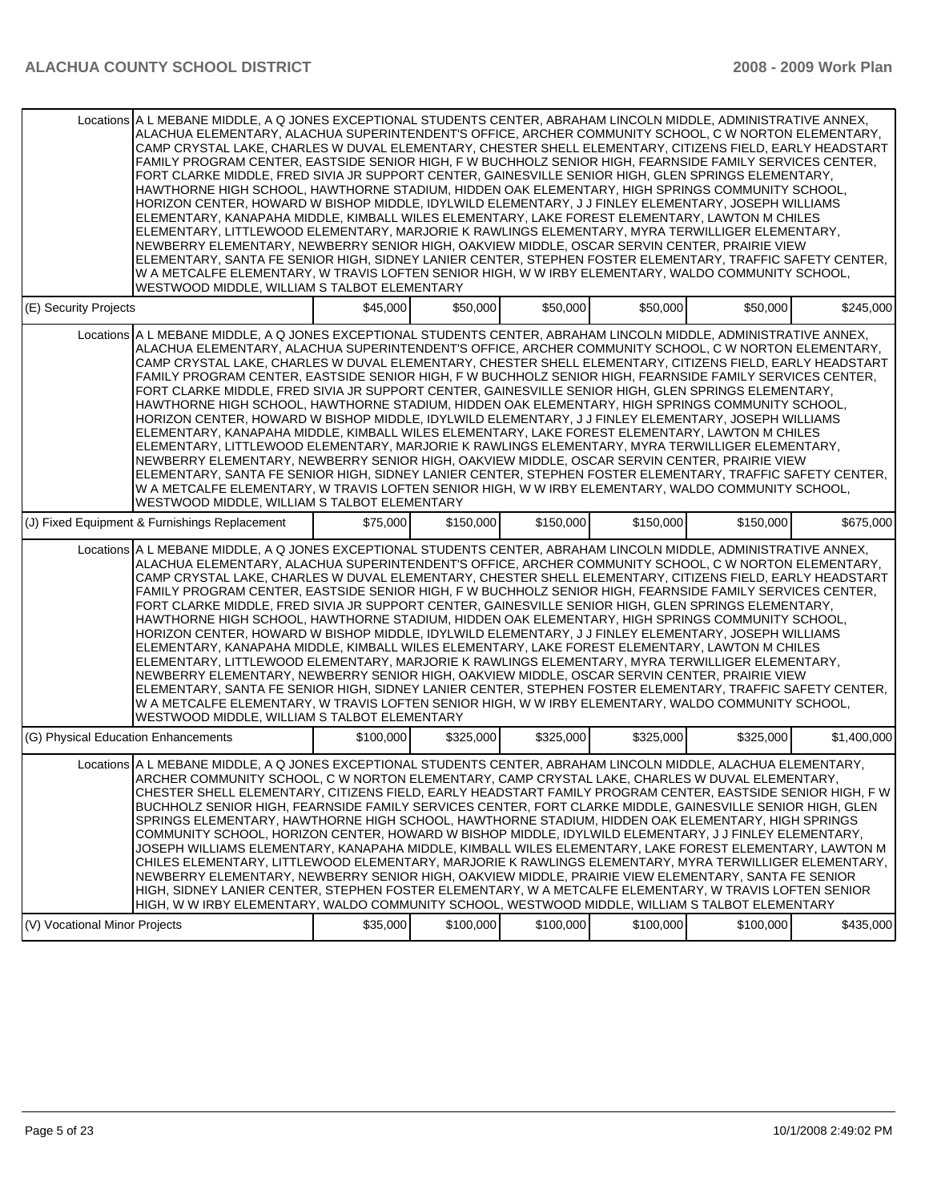| | | | | | | |
|---|---|---|---|---|---|---|
| Locations | A L MEBANE MIDDLE, A Q JONES EXCEPTIONAL STUDENTS CENTER, ABRAHAM LINCOLN MIDDLE, ADMINISTRATIVE ANNEX, ALACHUA ELEMENTARY, ALACHUA SUPERINTENDENT'S OFFICE, ARCHER COMMUNITY SCHOOL, C W NORTON ELEMENTARY, CAMP CRYSTAL LAKE, CHARLES W DUVAL ELEMENTARY, CHESTER SHELL ELEMENTARY, CITIZENS FIELD, EARLY HEADSTART FAMILY PROGRAM CENTER, EASTSIDE SENIOR HIGH, F W BUCHHOLZ SENIOR HIGH, FEARNSIDE FAMILY SERVICES CENTER, FORT CLARKE MIDDLE, FRED SIVIA JR SUPPORT CENTER, GAINESVILLE SENIOR HIGH, GLEN SPRINGS ELEMENTARY, HAWTHORNE HIGH SCHOOL, HAWTHORNE STADIUM, HIDDEN OAK ELEMENTARY, HIGH SPRINGS COMMUNITY SCHOOL, HORIZON CENTER, HOWARD W BISHOP MIDDLE, IDYLWILD ELEMENTARY, J J FINLEY ELEMENTARY, JOSEPH WILLIAMS ELEMENTARY, KANAPAHA MIDDLE, KIMBALL WILES ELEMENTARY, LAKE FOREST ELEMENTARY, LAWTON M CHILES ELEMENTARY, LITTLEWOOD ELEMENTARY, MARJORIE K RAWLINGS ELEMENTARY, MYRA TERWILLIGER ELEMENTARY, NEWBERRY ELEMENTARY, NEWBERRY SENIOR HIGH, OAKVIEW MIDDLE, OSCAR SERVIN CENTER, PRAIRIE VIEW ELEMENTARY, SANTA FE SENIOR HIGH, SIDNEY LANIER CENTER, STEPHEN FOSTER ELEMENTARY, TRAFFIC SAFETY CENTER, W A METCALFE ELEMENTARY, W TRAVIS LOFTEN SENIOR HIGH, W W IRBY ELEMENTARY, WALDO COMMUNITY SCHOOL, WESTWOOD MIDDLE, WILLIAM S TALBOT ELEMENTARY | | | | | |
| (E) Security Projects | | $45,000 | $50,000 | $50,000 | $50,000 | $50,000 | $245,000 |
| Locations | A L MEBANE MIDDLE, A Q JONES EXCEPTIONAL STUDENTS CENTER, ABRAHAM LINCOLN MIDDLE, ADMINISTRATIVE ANNEX, ALACHUA ELEMENTARY, ALACHUA SUPERINTENDENT'S OFFICE, ARCHER COMMUNITY SCHOOL, C W NORTON ELEMENTARY, CAMP CRYSTAL LAKE, CHARLES W DUVAL ELEMENTARY, CHESTER SHELL ELEMENTARY, CITIZENS FIELD, EARLY HEADSTART FAMILY PROGRAM CENTER, EASTSIDE SENIOR HIGH, F W BUCHHOLZ SENIOR HIGH, FEARNSIDE FAMILY SERVICES CENTER, FORT CLARKE MIDDLE, FRED SIVIA JR SUPPORT CENTER, GAINESVILLE SENIOR HIGH, GLEN SPRINGS ELEMENTARY, HAWTHORNE HIGH SCHOOL, HAWTHORNE STADIUM, HIDDEN OAK ELEMENTARY, HIGH SPRINGS COMMUNITY SCHOOL, HORIZON CENTER, HOWARD W BISHOP MIDDLE, IDYLWILD ELEMENTARY, J J FINLEY ELEMENTARY, JOSEPH WILLIAMS ELEMENTARY, KANAPAHA MIDDLE, KIMBALL WILES ELEMENTARY, LAKE FOREST ELEMENTARY, LAWTON M CHILES ELEMENTARY, LITTLEWOOD ELEMENTARY, MARJORIE K RAWLINGS ELEMENTARY, MYRA TERWILLIGER ELEMENTARY, NEWBERRY ELEMENTARY, NEWBERRY SENIOR HIGH, OAKVIEW MIDDLE, OSCAR SERVIN CENTER, PRAIRIE VIEW ELEMENTARY, SANTA FE SENIOR HIGH, SIDNEY LANIER CENTER, STEPHEN FOSTER ELEMENTARY, TRAFFIC SAFETY CENTER, W A METCALFE ELEMENTARY, W TRAVIS LOFTEN SENIOR HIGH, W W IRBY ELEMENTARY, WALDO COMMUNITY SCHOOL, WESTWOOD MIDDLE, WILLIAM S TALBOT ELEMENTARY | | | | | |
| (J) Fixed Equipment & Furnishings Replacement | | $75,000 | $150,000 | $150,000 | $150,000 | $150,000 | $675,000 |
| Locations | A L MEBANE MIDDLE, A Q JONES EXCEPTIONAL STUDENTS CENTER, ABRAHAM LINCOLN MIDDLE, ADMINISTRATIVE ANNEX, ALACHUA ELEMENTARY, ALACHUA SUPERINTENDENT'S OFFICE, ARCHER COMMUNITY SCHOOL, C W NORTON ELEMENTARY, CAMP CRYSTAL LAKE, CHARLES W DUVAL ELEMENTARY, CHESTER SHELL ELEMENTARY, CITIZENS FIELD, EARLY HEADSTART FAMILY PROGRAM CENTER, EASTSIDE SENIOR HIGH, F W BUCHHOLZ SENIOR HIGH, FEARNSIDE FAMILY SERVICES CENTER, FORT CLARKE MIDDLE, FRED SIVIA JR SUPPORT CENTER, GAINESVILLE SENIOR HIGH, GLEN SPRINGS ELEMENTARY, HAWTHORNE HIGH SCHOOL, HAWTHORNE STADIUM, HIDDEN OAK ELEMENTARY, HIGH SPRINGS COMMUNITY SCHOOL, HORIZON CENTER, HOWARD W BISHOP MIDDLE, IDYLWILD ELEMENTARY, J J FINLEY ELEMENTARY, JOSEPH WILLIAMS ELEMENTARY, KANAPAHA MIDDLE, KIMBALL WILES ELEMENTARY, LAKE FOREST ELEMENTARY, LAWTON M CHILES ELEMENTARY, LITTLEWOOD ELEMENTARY, MARJORIE K RAWLINGS ELEMENTARY, MYRA TERWILLIGER ELEMENTARY, NEWBERRY ELEMENTARY, NEWBERRY SENIOR HIGH, OAKVIEW MIDDLE, OSCAR SERVIN CENTER, PRAIRIE VIEW ELEMENTARY, SANTA FE SENIOR HIGH, SIDNEY LANIER CENTER, STEPHEN FOSTER ELEMENTARY, TRAFFIC SAFETY CENTER, W A METCALFE ELEMENTARY, W TRAVIS LOFTEN SENIOR HIGH, W W IRBY ELEMENTARY, WALDO COMMUNITY SCHOOL, WESTWOOD MIDDLE, WILLIAM S TALBOT ELEMENTARY | | | | | |
| (G) Physical Education Enhancements | | $100,000 | $325,000 | $325,000 | $325,000 | $325,000 | $1,400,000 |
| Locations | A L MEBANE MIDDLE, A Q JONES EXCEPTIONAL STUDENTS CENTER, ABRAHAM LINCOLN MIDDLE, ALACHUA ELEMENTARY, ARCHER COMMUNITY SCHOOL, C W NORTON ELEMENTARY, CAMP CRYSTAL LAKE, CHARLES W DUVAL ELEMENTARY, CHESTER SHELL ELEMENTARY, CITIZENS FIELD, EARLY HEADSTART FAMILY PROGRAM CENTER, EASTSIDE SENIOR HIGH, F W BUCHHOLZ SENIOR HIGH, FEARNSIDE FAMILY SERVICES CENTER, FORT CLARKE MIDDLE, GAINESVILLE SENIOR HIGH, GLEN SPRINGS ELEMENTARY, HAWTHORNE HIGH SCHOOL, HAWTHORNE STADIUM, HIDDEN OAK ELEMENTARY, HIGH SPRINGS COMMUNITY SCHOOL, HORIZON CENTER, HOWARD W BISHOP MIDDLE, IDYLWILD ELEMENTARY, J J FINLEY ELEMENTARY, JOSEPH WILLIAMS ELEMENTARY, KANAPAHA MIDDLE, KIMBALL WILES ELEMENTARY, LAKE FOREST ELEMENTARY, LAWTON M CHILES ELEMENTARY, LITTLEWOOD ELEMENTARY, MARJORIE K RAWLINGS ELEMENTARY, MYRA TERWILLIGER ELEMENTARY, NEWBERRY ELEMENTARY, NEWBERRY SENIOR HIGH, OAKVIEW MIDDLE, PRAIRIE VIEW ELEMENTARY, SANTA FE SENIOR HIGH, SIDNEY LANIER CENTER, STEPHEN FOSTER ELEMENTARY, W A METCALFE ELEMENTARY, W TRAVIS LOFTEN SENIOR HIGH, W W IRBY ELEMENTARY, WALDO COMMUNITY SCHOOL, WESTWOOD MIDDLE, WILLIAM S TALBOT ELEMENTARY | | | | | |
| (V) Vocational Minor Projects | | $35,000 | $100,000 | $100,000 | $100,000 | $100,000 | $435,000 |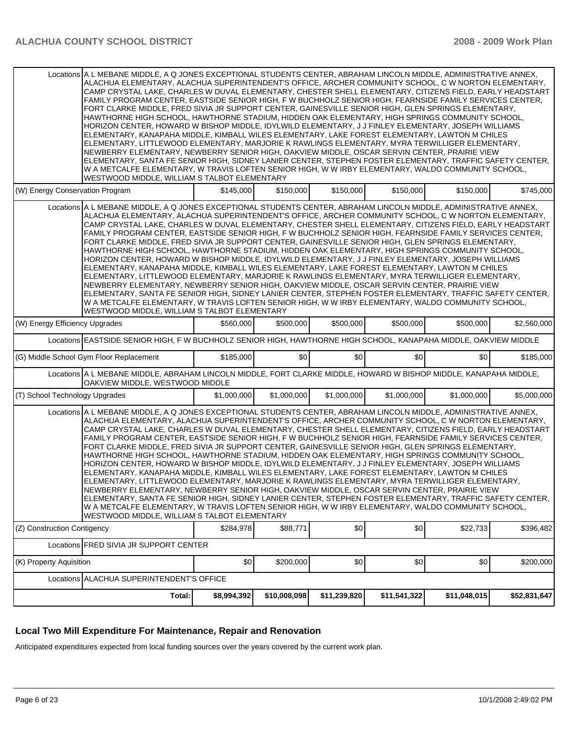| | | | | | | |
|---|---|---|---|---|---|---|
| Locations | A L MEBANE MIDDLE, A Q JONES EXCEPTIONAL STUDENTS CENTER, ABRAHAM LINCOLN MIDDLE, ADMINISTRATIVE ANNEX, ALACHUA ELEMENTARY, ALACHUA SUPERINTENDENT'S OFFICE, ARCHER COMMUNITY SCHOOL, C W NORTON ELEMENTARY, CAMP CRYSTAL LAKE, CHARLES W DUVAL ELEMENTARY, CHESTER SHELL ELEMENTARY, CITIZENS FIELD, EARLY HEADSTART FAMILY PROGRAM CENTER, EASTSIDE SENIOR HIGH, F W BUCHHOLZ SENIOR HIGH, FEARNSIDE FAMILY SERVICES CENTER, FORT CLARKE MIDDLE, FRED SIVIA JR SUPPORT CENTER, GAINESVILLE SENIOR HIGH, GLEN SPRINGS ELEMENTARY, HAWTHORNE HIGH SCHOOL, HAWTHORNE STADIUM, HIDDEN OAK ELEMENTARY, HIGH SPRINGS COMMUNITY SCHOOL, HORIZON CENTER, HOWARD W BISHOP MIDDLE, IDYLWILD ELEMENTARY, J J FINLEY ELEMENTARY, JOSEPH WILLIAMS ELEMENTARY, KANAPAHA MIDDLE, KIMBALL WILES ELEMENTARY, LAKE FOREST ELEMENTARY, LAWTON M CHILES ELEMENTARY, LITTLEWOOD ELEMENTARY, MARJORIE K RAWLINGS ELEMENTARY, MYRA TERWILLIGER ELEMENTARY, NEWBERRY ELEMENTARY, NEWBERRY SENIOR HIGH, OAKVIEW MIDDLE, OSCAR SERVIN CENTER, PRAIRIE VIEW ELEMENTARY, SANTA FE SENIOR HIGH, SIDNEY LANIER CENTER, STEPHEN FOSTER ELEMENTARY, TRAFFIC SAFETY CENTER, W A METCALFE ELEMENTARY, W TRAVIS LOFTEN SENIOR HIGH, W W IRBY ELEMENTARY, WALDO COMMUNITY SCHOOL, WESTWOOD MIDDLE, WILLIAM S TALBOT ELEMENTARY | | | | | |
| (W) Energy Conservation Program | | $145,000 | $150,000 | $150,000 | $150,000 | $150,000 | $745,000 |
| Locations | A L MEBANE MIDDLE, A Q JONES EXCEPTIONAL STUDENTS CENTER, ABRAHAM LINCOLN MIDDLE, ADMINISTRATIVE ANNEX, ALACHUA ELEMENTARY, ALACHUA SUPERINTENDENT'S OFFICE, ARCHER COMMUNITY SCHOOL, C W NORTON ELEMENTARY, CAMP CRYSTAL LAKE, CHARLES W DUVAL ELEMENTARY, CHESTER SHELL ELEMENTARY, CITIZENS FIELD, EARLY HEADSTART FAMILY PROGRAM CENTER, EASTSIDE SENIOR HIGH, F W BUCHHOLZ SENIOR HIGH, FEARNSIDE FAMILY SERVICES CENTER, FORT CLARKE MIDDLE, FRED SIVIA JR SUPPORT CENTER, GAINESVILLE SENIOR HIGH, GLEN SPRINGS ELEMENTARY, HAWTHORNE HIGH SCHOOL, HAWTHORNE STADIUM, HIDDEN OAK ELEMENTARY, HIGH SPRINGS COMMUNITY SCHOOL, HORIZON CENTER, HOWARD W BISHOP MIDDLE, IDYLWILD ELEMENTARY, J J FINLEY ELEMENTARY, JOSEPH WILLIAMS ELEMENTARY, KANAPAHA MIDDLE, KIMBALL WILES ELEMENTARY, LAKE FOREST ELEMENTARY, LAWTON M CHILES ELEMENTARY, LITTLEWOOD ELEMENTARY, MARJORIE K RAWLINGS ELEMENTARY, MYRA TERWILLIGER ELEMENTARY, NEWBERRY ELEMENTARY, NEWBERRY SENIOR HIGH, OAKVIEW MIDDLE, OSCAR SERVIN CENTER, PRAIRIE VIEW ELEMENTARY, SANTA FE SENIOR HIGH, SIDNEY LANIER CENTER, STEPHEN FOSTER ELEMENTARY, TRAFFIC SAFETY CENTER, W A METCALFE ELEMENTARY, W TRAVIS LOFTEN SENIOR HIGH, W W IRBY ELEMENTARY, WALDO COMMUNITY SCHOOL, WESTWOOD MIDDLE, WILLIAM S TALBOT ELEMENTARY | | | | | |
| (W) Energy Efficiency Upgrades | | $560,000 | $500,000 | $500,000 | $500,000 | $500,000 | $2,560,000 |
| Locations | EASTSIDE SENIOR HIGH, F W BUCHHOLZ SENIOR HIGH, HAWTHORNE HIGH SCHOOL, KANAPAHA MIDDLE, OAKVIEW MIDDLE | | | | | |
| (G) Middle School Gym Floor Replacement | | $185,000 | $0 | $0 | $0 | $0 | $185,000 |
| Locations | A L MEBANE MIDDLE, ABRAHAM LINCOLN MIDDLE, FORT CLARKE MIDDLE, HOWARD W BISHOP MIDDLE, KANAPAHA MIDDLE, OAKVIEW MIDDLE, WESTWOOD MIDDLE | | | | | |
| (T) School Technology Upgrades | | $1,000,000 | $1,000,000 | $1,000,000 | $1,000,000 | $1,000,000 | $5,000,000 |
| Locations | A L MEBANE MIDDLE, A Q JONES EXCEPTIONAL STUDENTS CENTER, ABRAHAM LINCOLN MIDDLE, ADMINISTRATIVE ANNEX, ALACHUA ELEMENTARY, ALACHUA SUPERINTENDENT'S OFFICE, ARCHER COMMUNITY SCHOOL, C W NORTON ELEMENTARY, CAMP CRYSTAL LAKE, CHARLES W DUVAL ELEMENTARY, CHESTER SHELL ELEMENTARY, CITIZENS FIELD, EARLY HEADSTART FAMILY PROGRAM CENTER, EASTSIDE SENIOR HIGH, F W BUCHHOLZ SENIOR HIGH, FEARNSIDE FAMILY SERVICES CENTER, FORT CLARKE MIDDLE, FRED SIVIA JR SUPPORT CENTER, GAINESVILLE SENIOR HIGH, GLEN SPRINGS ELEMENTARY, HAWTHORNE HIGH SCHOOL, HAWTHORNE STADIUM, HIDDEN OAK ELEMENTARY, HIGH SPRINGS COMMUNITY SCHOOL, HORIZON CENTER, HOWARD W BISHOP MIDDLE, IDYLWILD ELEMENTARY, J J FINLEY ELEMENTARY, JOSEPH WILLIAMS ELEMENTARY, KANAPAHA MIDDLE, KIMBALL WILES ELEMENTARY, LAKE FOREST ELEMENTARY, LAWTON M CHILES ELEMENTARY, LITTLEWOOD ELEMENTARY, MARJORIE K RAWLINGS ELEMENTARY, MYRA TERWILLIGER ELEMENTARY, NEWBERRY ELEMENTARY, NEWBERRY SENIOR HIGH, OAKVIEW MIDDLE, OSCAR SERVIN CENTER, PRAIRIE VIEW ELEMENTARY, SANTA FE SENIOR HIGH, SIDNEY LANIER CENTER, STEPHEN FOSTER ELEMENTARY, TRAFFIC SAFETY CENTER, W A METCALFE ELEMENTARY, W TRAVIS LOFTEN SENIOR HIGH, W W IRBY ELEMENTARY, WALDO COMMUNITY SCHOOL, WESTWOOD MIDDLE, WILLIAM S TALBOT ELEMENTARY | | | | | |
| (Z) Construction Contigency | | $284,978 | $88,771 | $0 | $0 | $22,733 | $396,482 |
| Locations | FRED SIVIA JR SUPPORT CENTER | | | | | |
| (K) Property Aquisition | | $0 | $200,000 | $0 | $0 | $0 | $200,000 |
| Locations | ALACHUA SUPERINTENDENT'S OFFICE | | | | | |
| | Total: | $8,994,392 | $10,008,098 | $11,239,820 | $11,541,322 | $11,048,015 | $52,831,647 |

## Local Two Mill Expenditure For Maintenance, Repair and Renovation

Anticipated expenditures expected from local funding sources over the years covered by the current work plan.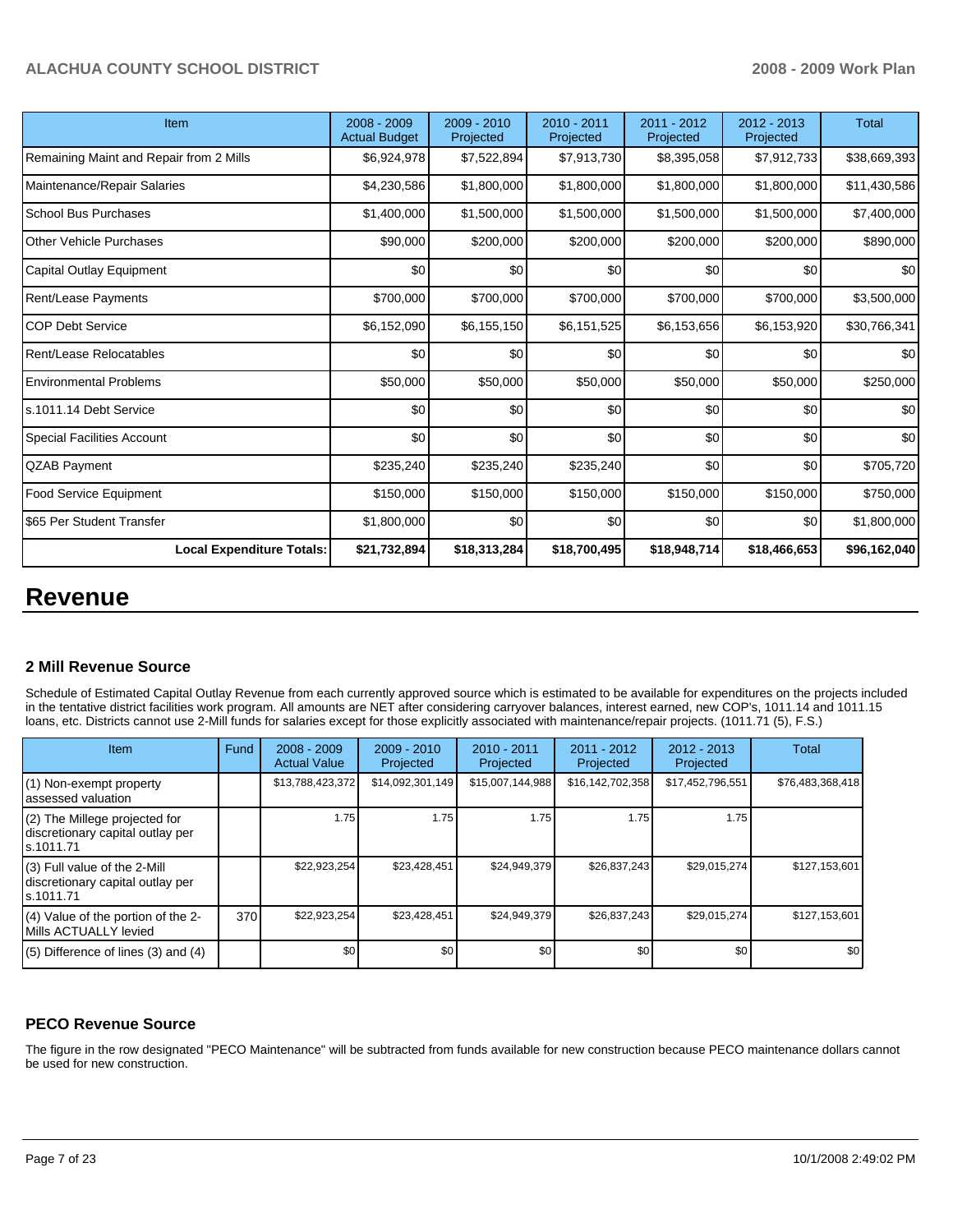| Item | 2008 - 2009 Actual Budget | 2009 - 2010 Projected | 2010 - 2011 Projected | 2011 - 2012 Projected | 2012 - 2013 Projected | Total |
|---|---|---|---|---|---|---|
| Remaining Maint and Repair from 2 Mills | $6,924,978 | $7,522,894 | $7,913,730 | $8,395,058 | $7,912,733 | $38,669,393 |
| Maintenance/Repair Salaries | $4,230,586 | $1,800,000 | $1,800,000 | $1,800,000 | $1,800,000 | $11,430,586 |
| School Bus Purchases | $1,400,000 | $1,500,000 | $1,500,000 | $1,500,000 | $1,500,000 | $7,400,000 |
| Other Vehicle Purchases | $90,000 | $200,000 | $200,000 | $200,000 | $200,000 | $890,000 |
| Capital Outlay Equipment | $0 | $0 | $0 | $0 | $0 | $0 |
| Rent/Lease Payments | $700,000 | $700,000 | $700,000 | $700,000 | $700,000 | $3,500,000 |
| COP Debt Service | $6,152,090 | $6,155,150 | $6,151,525 | $6,153,656 | $6,153,920 | $30,766,341 |
| Rent/Lease Relocatables | $0 | $0 | $0 | $0 | $0 | $0 |
| Environmental Problems | $50,000 | $50,000 | $50,000 | $50,000 | $50,000 | $250,000 |
| s.1011.14 Debt Service | $0 | $0 | $0 | $0 | $0 | $0 |
| Special Facilities Account | $0 | $0 | $0 | $0 | $0 | $0 |
| QZAB Payment | $235,240 | $235,240 | $235,240 | $0 | $0 | $705,720 |
| Food Service Equipment | $150,000 | $150,000 | $150,000 | $150,000 | $150,000 | $750,000 |
| $65 Per Student Transfer | $1,800,000 | $0 | $0 | $0 | $0 | $1,800,000 |
| **Local Expenditure Totals:** | **$21,732,894** | **$18,313,284** | **$18,700,495** | **$18,948,714** | **$18,466,653** | **$96,162,040** |

# Revenue

### 2 Mill Revenue Source

Schedule of Estimated Capital Outlay Revenue from each currently approved source which is estimated to be available for expenditures on the projects included in the tentative district facilities work program. All amounts are NET after considering carryover balances, interest earned, new COP's, 1011.14 and 1011.15 loans, etc. Districts cannot use 2-Mill funds for salaries except for those explicitly associated with maintenance/repair projects. (1011.71 (5), F.S.)

| Item | Fund | 2008 - 2009 Actual Value | 2009 - 2010 Projected | 2010 - 2011 Projected | 2011 - 2012 Projected | 2012 - 2013 Projected | Total |
|---|---|---|---|---|---|---|---|
| (1) Non-exempt property assessed valuation | | $13,788,423,372 | $14,092,301,149 | $15,007,144,988 | $16,142,702,358 | $17,452,796,551 | $76,483,368,418 |
| (2) The Millege projected for discretionary capital outlay per s.1011.71 | | 1.75 | 1.75 | 1.75 | 1.75 | 1.75 | |
| (3) Full value of the 2-Mill discretionary capital outlay per s.1011.71 | | $22,923,254 | $23,428,451 | $24,949,379 | $26,837,243 | $29,015,274 | $127,153,601 |
| (4) Value of the portion of the 2-Mills ACTUALLY levied | 370 | $22,923,254 | $23,428,451 | $24,949,379 | $26,837,243 | $29,015,274 | $127,153,601 |
| (5) Difference of lines (3) and (4) | | $0 | $0 | $0 | $0 | $0 | $0 |

### PECO Revenue Source

The figure in the row designated "PECO Maintenance" will be subtracted from funds available for new construction because PECO maintenance dollars cannot be used for new construction.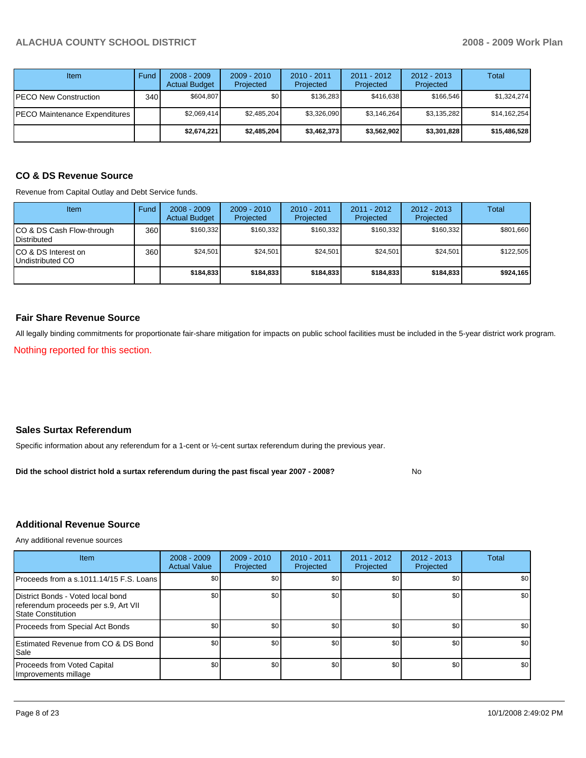| Item | Fund | 2008 - 2009 Actual Budget | 2009 - 2010 Projected | 2010 - 2011 Projected | 2011 - 2012 Projected | 2012 - 2013 Projected | Total |
|---|---|---|---|---|---|---|---|
| PECO New Construction | 340 | $604,807 | $0 | $136,283 | $416,638 | $166,546 | $1,324,274 |
| PECO Maintenance Expenditures | | $2,069,414 | $2,485,204 | $3,326,090 | $3,146,264 | $3,135,282 | $14,162,254 |
| | | **$2,674,221** | **$2,485,204** | **$3,462,373** | **$3,562,902** | **$3,301,828** | **$15,486,528** |

## CO & DS Revenue Source

Revenue from Capital Outlay and Debt Service funds.

| Item | Fund | 2008 - 2009 Actual Budget | 2009 - 2010 Projected | 2010 - 2011 Projected | 2011 - 2012 Projected | 2012 - 2013 Projected | Total |
|---|---|---|---|---|---|---|---|
| CO & DS Cash Flow-through Distributed | 360 | $160,332 | $160,332 | $160,332 | $160,332 | $160,332 | $801,660 |
| CO & DS Interest on Undistributed CO | 360 | $24,501 | $24,501 | $24,501 | $24,501 | $24,501 | $122,505 |
| | | **$184,833** | **$184,833** | **$184,833** | **$184,833** | **$184,833** | **$924,165** |

## Fair Share Revenue Source

All legally binding commitments for proportionate fair-share mitigation for impacts on public school facilities must be included in the 5-year district work program.

Nothing reported for this section.

## Sales Surtax Referendum

Specific information about any referendum for a 1-cent or ½-cent surtax referendum during the previous year.

**Did the school district hold a surtax referendum during the past fiscal year 2007 - 2008?** No

## Additional Revenue Source

Any additional revenue sources

| Item | 2008 - 2009 Actual Value | 2009 - 2010 Projected | 2010 - 2011 Projected | 2011 - 2012 Projected | 2012 - 2013 Projected | Total |
|---|---|---|---|---|---|---|
| Proceeds from a s.1011.14/15 F.S. Loans | $0 | $0 | $0 | $0 | $0 | $0 |
| District Bonds - Voted local bond referendum proceeds per s.9, Art VII State Constitution | $0 | $0 | $0 | $0 | $0 | $0 |
| Proceeds from Special Act Bonds | $0 | $0 | $0 | $0 | $0 | $0 |
| Estimated Revenue from CO & DS Bond Sale | $0 | $0 | $0 | $0 | $0 | $0 |
| Proceeds from Voted Capital Improvements millage | $0 | $0 | $0 | $0 | $0 | $0 |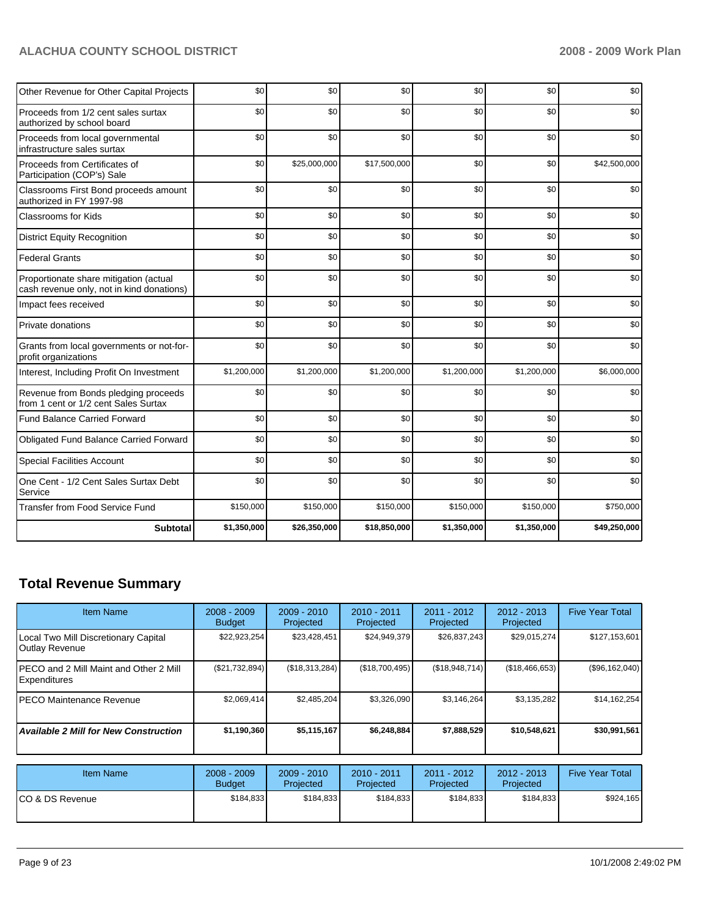| | | | | | | |
|---|---|---|---|---|---|---|
| Other Revenue for Other Capital Projects | $0 | $0 | $0 | $0 | $0 | $0 |
| Proceeds from 1/2 cent sales surtax authorized by school board | $0 | $0 | $0 | $0 | $0 | $0 |
| Proceeds from local governmental infrastructure sales surtax | $0 | $0 | $0 | $0 | $0 | $0 |
| Proceeds from Certificates of Participation (COP's) Sale | $0 | $25,000,000 | $17,500,000 | $0 | $0 | $42,500,000 |
| Classrooms First Bond proceeds amount authorized in FY 1997-98 | $0 | $0 | $0 | $0 | $0 | $0 |
| Classrooms for Kids | $0 | $0 | $0 | $0 | $0 | $0 |
| District Equity Recognition | $0 | $0 | $0 | $0 | $0 | $0 |
| Federal Grants | $0 | $0 | $0 | $0 | $0 | $0 |
| Proportionate share mitigation (actual cash revenue only, not in kind donations) | $0 | $0 | $0 | $0 | $0 | $0 |
| Impact fees received | $0 | $0 | $0 | $0 | $0 | $0 |
| Private donations | $0 | $0 | $0 | $0 | $0 | $0 |
| Grants from local governments or not-for-profit organizations | $0 | $0 | $0 | $0 | $0 | $0 |
| Interest, Including Profit On Investment | $1,200,000 | $1,200,000 | $1,200,000 | $1,200,000 | $1,200,000 | $6,000,000 |
| Revenue from Bonds pledging proceeds from 1 cent or 1/2 cent Sales Surtax | $0 | $0 | $0 | $0 | $0 | $0 |
| Fund Balance Carried Forward | $0 | $0 | $0 | $0 | $0 | $0 |
| Obligated Fund Balance Carried Forward | $0 | $0 | $0 | $0 | $0 | $0 |
| Special Facilities Account | $0 | $0 | $0 | $0 | $0 | $0 |
| One Cent - 1/2 Cent Sales Surtax Debt Service | $0 | $0 | $0 | $0 | $0 | $0 |
| Transfer from Food Service Fund | $150,000 | $150,000 | $150,000 | $150,000 | $150,000 | $750,000 |
| **Subtotal** | **$1,350,000** | **$26,350,000** | **$18,850,000** | **$1,350,000** | **$1,350,000** | **$49,250,000** |

## Total Revenue Summary

| Item Name | 2008 - 2009 Budget | 2009 - 2010 Projected | 2010 - 2011 Projected | 2011 - 2012 Projected | 2012 - 2013 Projected | Five Year Total |
|---|---|---|---|---|---|---|
| Local Two Mill Discretionary Capital Outlay Revenue | $22,923,254 | $23,428,451 | $24,949,379 | $26,837,243 | $29,015,274 | $127,153,601 |
| PECO and 2 Mill Maint and Other 2 Mill Expenditures | ($21,732,894) | ($18,313,284) | ($18,700,495) | ($18,948,714) | ($18,466,653) | ($96,162,040) |
| PECO Maintenance Revenue | $2,069,414 | $2,485,204 | $3,326,090 | $3,146,264 | $3,135,282 | $14,162,254 |
| ***Available 2 Mill for New Construction*** | **$1,190,360** | **$5,115,167** | **$6,248,884** | **$7,888,529** | **$10,548,621** | **$30,991,561** |

| Item Name | 2008 - 2009 Budget | 2009 - 2010 Projected | 2010 - 2011 Projected | 2011 - 2012 Projected | 2012 - 2013 Projected | Five Year Total |
|---|---|---|---|---|---|---|
| CO & DS Revenue | $184,833 | $184,833 | $184,833 | $184,833 | $184,833 | $924,165 |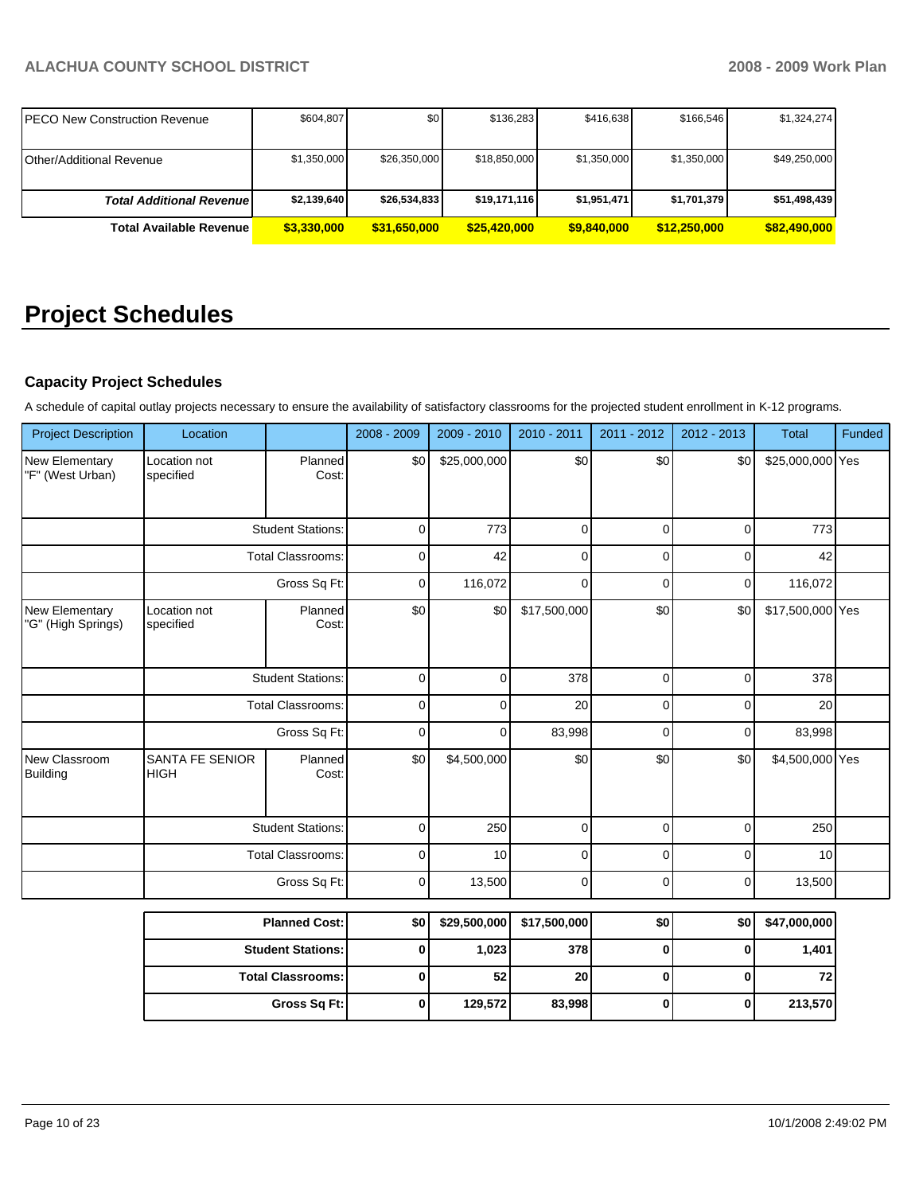| | | | | | | |
|---|---|---|---|---|---|---|
| PECO New Construction Revenue | $604,807 | $0 | $136,283 | $416,638 | $166,546 | $1,324,274 |
| Other/Additional Revenue | $1,350,000 | $26,350,000 | $18,850,000 | $1,350,000 | $1,350,000 | $49,250,000 |
| ***Total Additional Revenue*** | **$2,139,640** | **$26,534,833** | **$19,171,116** | **$1,951,471** | **$1,701,379** | **$51,498,439** |
| **Total Available Revenue** | **$3,330,000** | **$31,650,000** | **$25,420,000** | **$9,840,000** | **$12,250,000** | **$82,490,000** |

# Project Schedules

### Capacity Project Schedules

A schedule of capital outlay projects necessary to ensure the availability of satisfactory classrooms for the projected student enrollment in K-12 programs.

| Project Description | Location | | 2008 - 2009 | 2009 - 2010 | 2010 - 2011 | 2011 - 2012 | 2012 - 2013 | Total | Funded |
|---|---|---|---|---|---|---|---|---|---|
| New Elementary "F" (West Urban) | Location not specified | Planned Cost: | $0 | $25,000,000 | $0 | $0 | $0 | $25,000,000 | Yes |
| | | Student Stations: | 0 | 773 | 0 | 0 | 0 | 773 | |
| | | Total Classrooms: | 0 | 42 | 0 | 0 | 0 | 42 | |
| | | Gross Sq Ft: | 0 | 116,072 | 0 | 0 | 0 | 116,072 | |
| New Elementary "G" (High Springs) | Location not specified | Planned Cost: | $0 | $0 | $17,500,000 | $0 | $0 | $17,500,000 | Yes |
| | | Student Stations: | 0 | 0 | 378 | 0 | 0 | 378 | |
| | | Total Classrooms: | 0 | 0 | 20 | 0 | 0 | 20 | |
| | | Gross Sq Ft: | 0 | 0 | 83,998 | 0 | 0 | 83,998 | |
| New Classroom Building | SANTA FE SENIOR HIGH | Planned Cost: | $0 | $4,500,000 | $0 | $0 | $0 | $4,500,000 | Yes |
| | | Student Stations: | 0 | 250 | 0 | 0 | 0 | 250 | |
| | | Total Classrooms: | 0 | 10 | 0 | 0 | 0 | 10 | |
| | | Gross Sq Ft: | 0 | 13,500 | 0 | 0 | 0 | 13,500 | |

| | | | | | | |
|---|---|---|---|---|---|---|
| **Planned Cost:** | **$0** | **$29,500,000** | **$17,500,000** | **$0** | **$0** | **$47,000,000** |
| **Student Stations:** | **0** | **1,023** | **378** | **0** | **0** | **1,401** |
| **Total Classrooms:** | **0** | **52** | **20** | **0** | **0** | **72** |
| **Gross Sq Ft:** | **0** | **129,572** | **83,998** | **0** | **0** | **213,570** |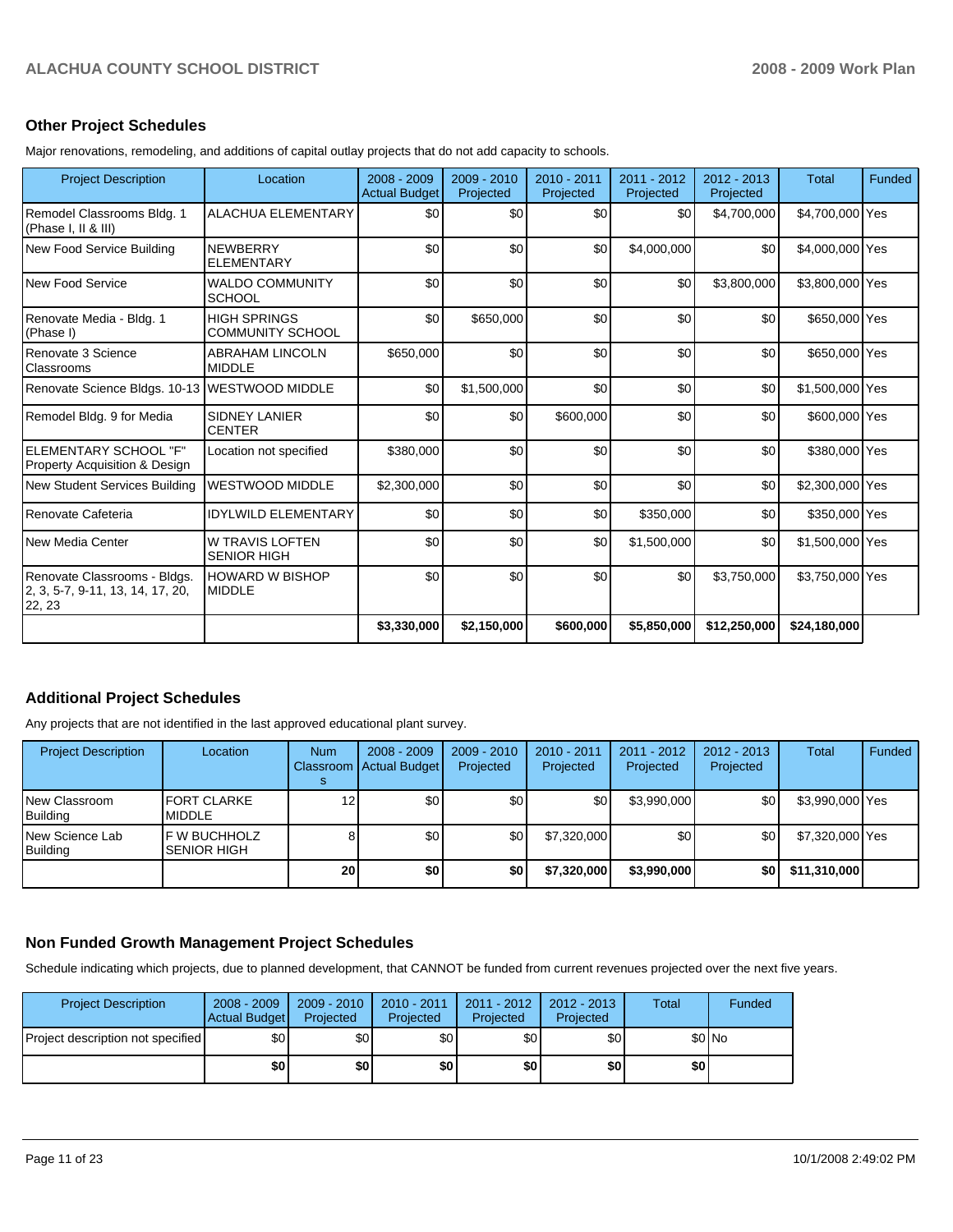## Other Project Schedules

Major renovations, remodeling, and additions of capital outlay projects that do not add capacity to schools.

| Project Description | Location | 2008 - 2009 Actual Budget | 2009 - 2010 Projected | 2010 - 2011 Projected | 2011 - 2012 Projected | 2012 - 2013 Projected | Total | Funded |
|---|---|---|---|---|---|---|---|---|
| Remodel Classrooms Bldg. 1 (Phase I, II & III) | ALACHUA ELEMENTARY | $0 | $0 | $0 | $0 | $4,700,000 | $4,700,000 | Yes |
| New Food Service Building | NEWBERRY ELEMENTARY | $0 | $0 | $0 | $4,000,000 | $0 | $4,000,000 | Yes |
| New Food Service | WALDO COMMUNITY SCHOOL | $0 | $0 | $0 | $0 | $3,800,000 | $3,800,000 | Yes |
| Renovate Media - Bldg. 1 (Phase I) | HIGH SPRINGS COMMUNITY SCHOOL | $0 | $650,000 | $0 | $0 | $0 | $650,000 | Yes |
| Renovate 3 Science Classrooms | ABRAHAM LINCOLN MIDDLE | $650,000 | $0 | $0 | $0 | $0 | $650,000 | Yes |
| Renovate Science Bldgs. 10-13 | WESTWOOD MIDDLE | $0 | $1,500,000 | $0 | $0 | $0 | $1,500,000 | Yes |
| Remodel Bldg. 9 for Media | SIDNEY LANIER CENTER | $0 | $0 | $600,000 | $0 | $0 | $600,000 | Yes |
| ELEMENTARY SCHOOL "F" Property Acquisition & Design | Location not specified | $380,000 | $0 | $0 | $0 | $0 | $380,000 | Yes |
| New Student Services Building | WESTWOOD MIDDLE | $2,300,000 | $0 | $0 | $0 | $0 | $2,300,000 | Yes |
| Renovate Cafeteria | IDYLWILD ELEMENTARY | $0 | $0 | $0 | $350,000 | $0 | $350,000 | Yes |
| New Media Center | W TRAVIS LOFTEN SENIOR HIGH | $0 | $0 | $0 | $1,500,000 | $0 | $1,500,000 | Yes |
| Renovate Classrooms - Bldgs. 2, 3, 5-7, 9-11, 13, 14, 17, 20, 22, 23 | HOWARD W BISHOP MIDDLE | $0 | $0 | $0 | $0 | $3,750,000 | $3,750,000 | Yes |
| | | **$3,330,000** | **$2,150,000** | **$600,000** | **$5,850,000** | **$12,250,000** | **$24,180,000** | |

## Additional Project Schedules

Any projects that are not identified in the last approved educational plant survey.

| Project Description | Location | Num Classrooms | 2008 - 2009 Actual Budget | 2009 - 2010 Projected | 2010 - 2011 Projected | 2011 - 2012 Projected | 2012 - 2013 Projected | Total | Funded |
|---|---|---|---|---|---|---|---|---|---|
| New Classroom Building | FORT CLARKE MIDDLE | 12 | $0 | $0 | $0 | $3,990,000 | $0 | $3,990,000 | Yes |
| New Science Lab Building | F W BUCHHOLZ SENIOR HIGH | 8 | $0 | $0 | $7,320,000 | $0 | $0 | $7,320,000 | Yes |
| | | **20** | **$0** | **$0** | **$7,320,000** | **$3,990,000** | **$0** | **$11,310,000** | |

## Non Funded Growth Management Project Schedules

Schedule indicating which projects, due to planned development, that CANNOT be funded from current revenues projected over the next five years.

| Project Description | 2008 - 2009 Actual Budget | 2009 - 2010 Projected | 2010 - 2011 Projected | 2011 - 2012 Projected | 2012 - 2013 Projected | Total | Funded |
|---|---|---|---|---|---|---|---|
| Project description not specified | $0 | $0 | $0 | $0 | $0 | $0 | No |
| | **$0** | **$0** | **$0** | **$0** | **$0** | **$0** | |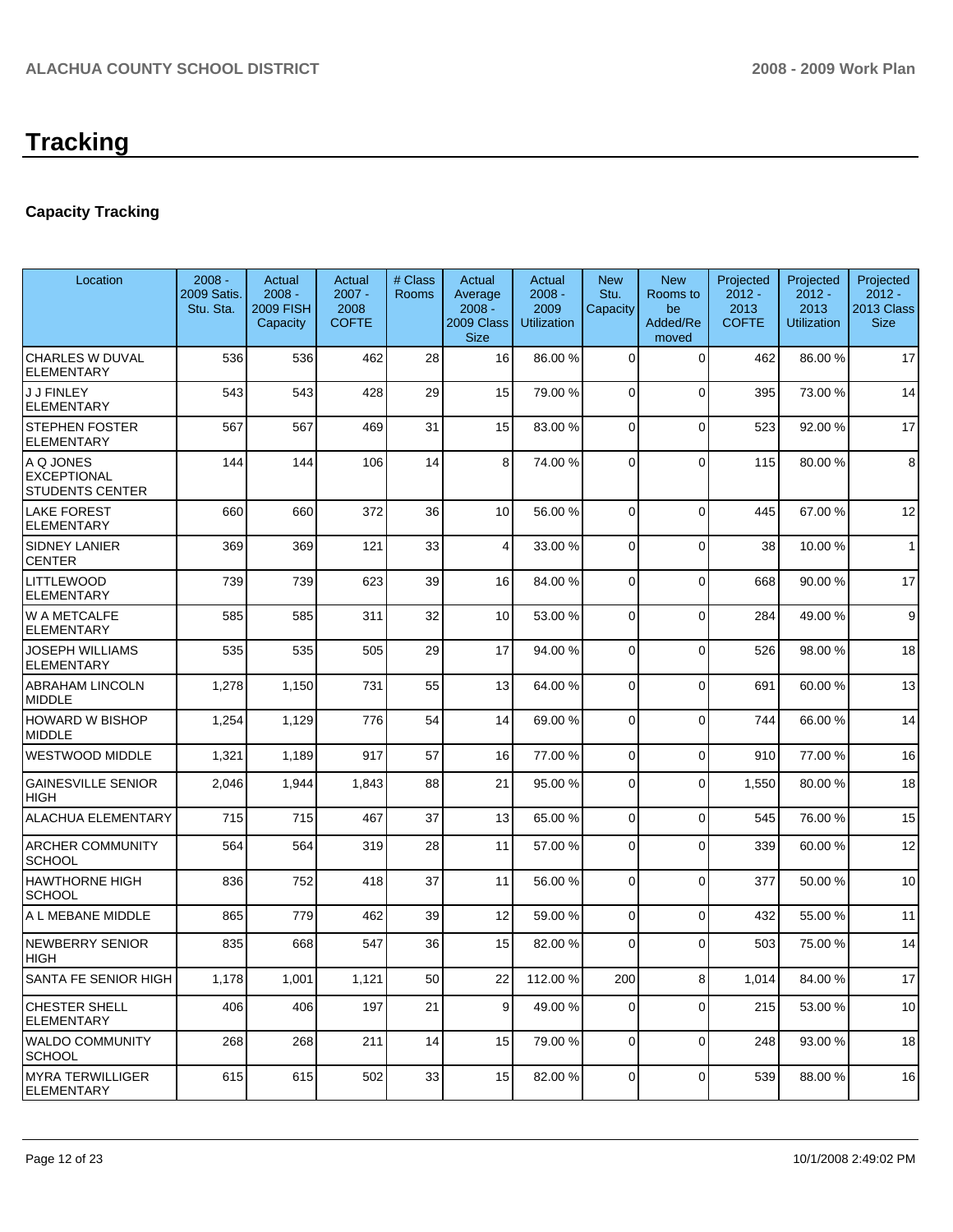# Tracking

## Capacity Tracking

| Location | 2008 - 2009 Satis. Stu. Sta. | Actual 2008 - 2009 FISH Capacity | Actual 2007 - 2008 COFTE | # Class Rooms | Actual Average 2008 - 2009 Class Size | Actual 2008 - 2009 Utilization | New Stu. Capacity | New Rooms to be Added/Removed | Projected 2012 - 2013 COFTE | Projected 2012 - 2013 Utilization | Projected 2012 - 2013 Class Size |
|---|---|---|---|---|---|---|---|---|---|---|---|
| CHARLES W DUVAL ELEMENTARY | 536 | 536 | 462 | 28 | 16 | 86.00 % | 0 | 0 | 462 | 86.00 % | 17 |
| J J FINLEY ELEMENTARY | 543 | 543 | 428 | 29 | 15 | 79.00 % | 0 | 0 | 395 | 73.00 % | 14 |
| STEPHEN FOSTER ELEMENTARY | 567 | 567 | 469 | 31 | 15 | 83.00 % | 0 | 0 | 523 | 92.00 % | 17 |
| A Q JONES EXCEPTIONAL STUDENTS CENTER | 144 | 144 | 106 | 14 | 8 | 74.00 % | 0 | 0 | 115 | 80.00 % | 8 |
| LAKE FOREST ELEMENTARY | 660 | 660 | 372 | 36 | 10 | 56.00 % | 0 | 0 | 445 | 67.00 % | 12 |
| SIDNEY LANIER CENTER | 369 | 369 | 121 | 33 | 4 | 33.00 % | 0 | 0 | 38 | 10.00 % | 1 |
| LITTLEWOOD ELEMENTARY | 739 | 739 | 623 | 39 | 16 | 84.00 % | 0 | 0 | 668 | 90.00 % | 17 |
| W A METCALFE ELEMENTARY | 585 | 585 | 311 | 32 | 10 | 53.00 % | 0 | 0 | 284 | 49.00 % | 9 |
| JOSEPH WILLIAMS ELEMENTARY | 535 | 535 | 505 | 29 | 17 | 94.00 % | 0 | 0 | 526 | 98.00 % | 18 |
| ABRAHAM LINCOLN MIDDLE | 1,278 | 1,150 | 731 | 55 | 13 | 64.00 % | 0 | 0 | 691 | 60.00 % | 13 |
| HOWARD W BISHOP MIDDLE | 1,254 | 1,129 | 776 | 54 | 14 | 69.00 % | 0 | 0 | 744 | 66.00 % | 14 |
| WESTWOOD MIDDLE | 1,321 | 1,189 | 917 | 57 | 16 | 77.00 % | 0 | 0 | 910 | 77.00 % | 16 |
| GAINESVILLE SENIOR HIGH | 2,046 | 1,944 | 1,843 | 88 | 21 | 95.00 % | 0 | 0 | 1,550 | 80.00 % | 18 |
| ALACHUA ELEMENTARY | 715 | 715 | 467 | 37 | 13 | 65.00 % | 0 | 0 | 545 | 76.00 % | 15 |
| ARCHER COMMUNITY SCHOOL | 564 | 564 | 319 | 28 | 11 | 57.00 % | 0 | 0 | 339 | 60.00 % | 12 |
| HAWTHORNE HIGH SCHOOL | 836 | 752 | 418 | 37 | 11 | 56.00 % | 0 | 0 | 377 | 50.00 % | 10 |
| A L MEBANE MIDDLE | 865 | 779 | 462 | 39 | 12 | 59.00 % | 0 | 0 | 432 | 55.00 % | 11 |
| NEWBERRY SENIOR HIGH | 835 | 668 | 547 | 36 | 15 | 82.00 % | 0 | 0 | 503 | 75.00 % | 14 |
| SANTA FE SENIOR HIGH | 1,178 | 1,001 | 1,121 | 50 | 22 | 112.00 % | 200 | 8 | 1,014 | 84.00 % | 17 |
| CHESTER SHELL ELEMENTARY | 406 | 406 | 197 | 21 | 9 | 49.00 % | 0 | 0 | 215 | 53.00 % | 10 |
| WALDO COMMUNITY SCHOOL | 268 | 268 | 211 | 14 | 15 | 79.00 % | 0 | 0 | 248 | 93.00 % | 18 |
| MYRA TERWILLIGER ELEMENTARY | 615 | 615 | 502 | 33 | 15 | 82.00 % | 0 | 0 | 539 | 88.00 % | 16 |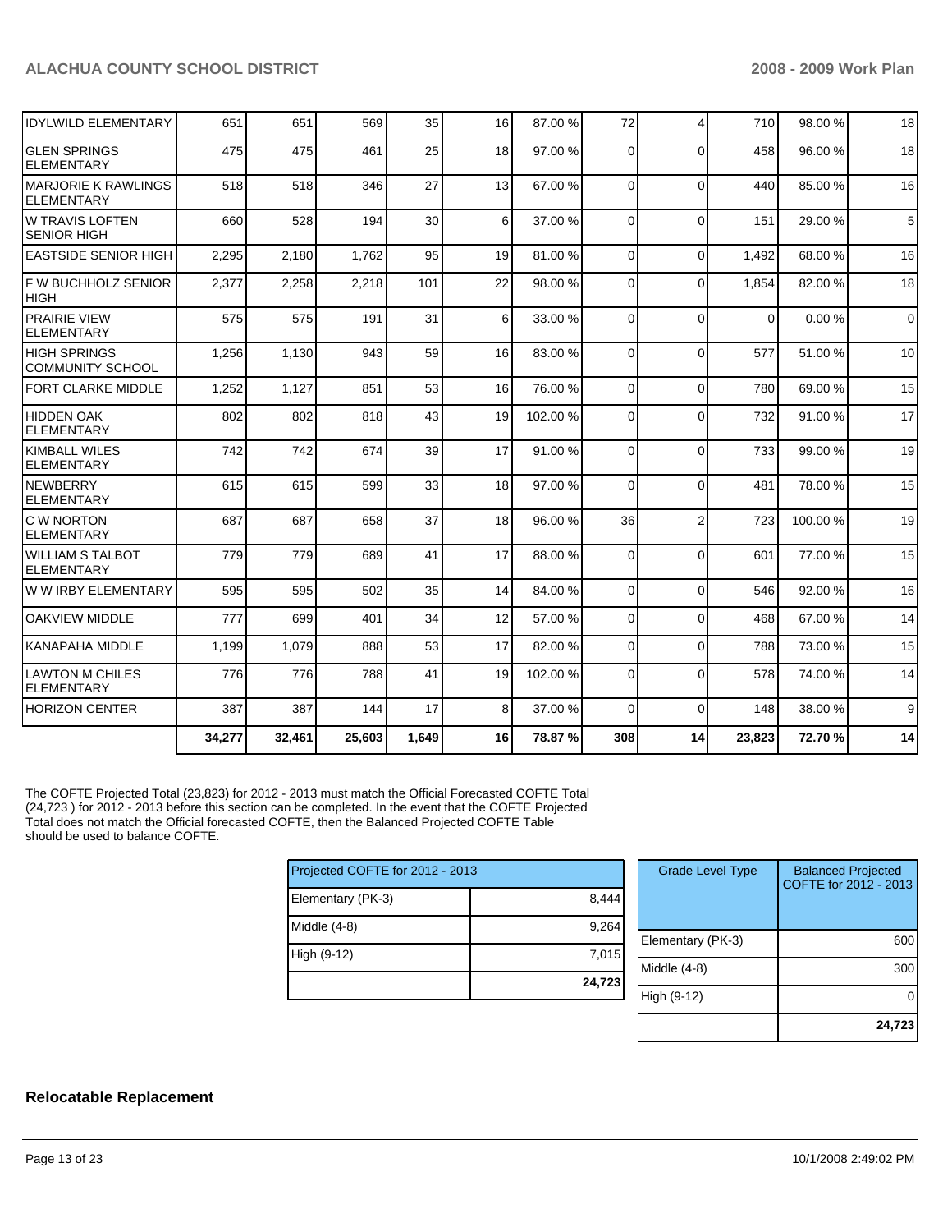| | | | | | | | | | | | |
|---|---|---|---|---|---|---|---|---|---|---|---|
| IDYLWILD ELEMENTARY | 651 | 651 | 569 | 35 | 16 | 87.00 % | 72 | 4 | 710 | 98.00 % | 18 |
| GLEN SPRINGS ELEMENTARY | 475 | 475 | 461 | 25 | 18 | 97.00 % | 0 | 0 | 458 | 96.00 % | 18 |
| MARJORIE K RAWLINGS ELEMENTARY | 518 | 518 | 346 | 27 | 13 | 67.00 % | 0 | 0 | 440 | 85.00 % | 16 |
| W TRAVIS LOFTEN SENIOR HIGH | 660 | 528 | 194 | 30 | 6 | 37.00 % | 0 | 0 | 151 | 29.00 % | 5 |
| EASTSIDE SENIOR HIGH | 2,295 | 2,180 | 1,762 | 95 | 19 | 81.00 % | 0 | 0 | 1,492 | 68.00 % | 16 |
| F W BUCHHOLZ SENIOR HIGH | 2,377 | 2,258 | 2,218 | 101 | 22 | 98.00 % | 0 | 0 | 1,854 | 82.00 % | 18 |
| PRAIRIE VIEW ELEMENTARY | 575 | 575 | 191 | 31 | 6 | 33.00 % | 0 | 0 | 0 | 0.00 % | 0 |
| HIGH SPRINGS COMMUNITY SCHOOL | 1,256 | 1,130 | 943 | 59 | 16 | 83.00 % | 0 | 0 | 577 | 51.00 % | 10 |
| FORT CLARKE MIDDLE | 1,252 | 1,127 | 851 | 53 | 16 | 76.00 % | 0 | 0 | 780 | 69.00 % | 15 |
| HIDDEN OAK ELEMENTARY | 802 | 802 | 818 | 43 | 19 | 102.00 % | 0 | 0 | 732 | 91.00 % | 17 |
| KIMBALL WILES ELEMENTARY | 742 | 742 | 674 | 39 | 17 | 91.00 % | 0 | 0 | 733 | 99.00 % | 19 |
| NEWBERRY ELEMENTARY | 615 | 615 | 599 | 33 | 18 | 97.00 % | 0 | 0 | 481 | 78.00 % | 15 |
| C W NORTON ELEMENTARY | 687 | 687 | 658 | 37 | 18 | 96.00 % | 36 | 2 | 723 | 100.00 % | 19 |
| WILLIAM S TALBOT ELEMENTARY | 779 | 779 | 689 | 41 | 17 | 88.00 % | 0 | 0 | 601 | 77.00 % | 15 |
| W W IRBY ELEMENTARY | 595 | 595 | 502 | 35 | 14 | 84.00 % | 0 | 0 | 546 | 92.00 % | 16 |
| OAKVIEW MIDDLE | 777 | 699 | 401 | 34 | 12 | 57.00 % | 0 | 0 | 468 | 67.00 % | 14 |
| KANAPAHA MIDDLE | 1,199 | 1,079 | 888 | 53 | 17 | 82.00 % | 0 | 0 | 788 | 73.00 % | 15 |
| LAWTON M CHILES ELEMENTARY | 776 | 776 | 788 | 41 | 19 | 102.00 % | 0 | 0 | 578 | 74.00 % | 14 |
| HORIZON CENTER | 387 | 387 | 144 | 17 | 8 | 37.00 % | 0 | 0 | 148 | 38.00 % | 9 |
| | **34,277** | **32,461** | **25,603** | **1,649** | **16** | **78.87 %** | **308** | **14** | **23,823** | **72.70 %** | **14** |

The COFTE Projected Total (23,823) for 2012 - 2013 must match the Official Forecasted COFTE Total (24,723 ) for 2012 - 2013 before this section can be completed. In the event that the COFTE Projected Total does not match the Official forecasted COFTE, then the Balanced Projected COFTE Table should be used to balance COFTE.

| Projected COFTE for 2012 - 2013 | |
|---|---|
| Elementary (PK-3) | 8,444 |
| Middle (4-8) | 9,264 |
| High (9-12) | 7,015 |
| | **24,723** |

| Grade Level Type | Balanced Projected COFTE for 2012 - 2013 |
|---|---|
| Elementary (PK-3) | 600 |
| Middle (4-8) | 300 |
| High (9-12) | 0 |
| | **24,723** |

## Relocatable Replacement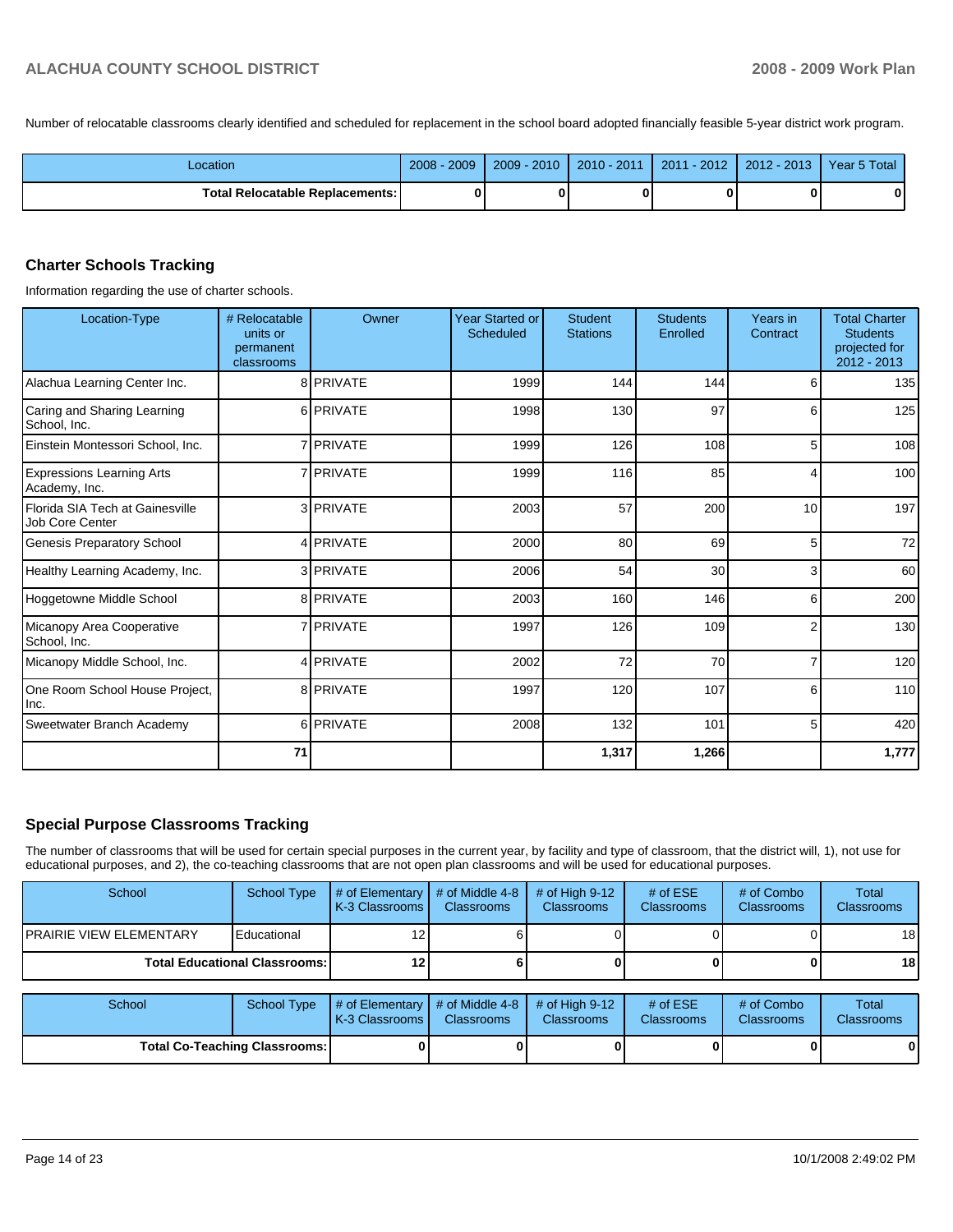Number of relocatable classrooms clearly identified and scheduled for replacement in the school board adopted financially feasible 5-year district work program.

| Location | 2008 - 2009 | 2009 - 2010 | 2010 - 2011 | 2011 - 2012 | 2012 - 2013 | Year 5 Total |
|---|---|---|---|---|---|---|
| **Total Relocatable Replacements:** | **0** | **0** | **0** | **0** | **0** | **0** |

## Charter Schools Tracking

Information regarding the use of charter schools.

| Location-Type | # Relocatable units or permanent classrooms | Owner | Year Started or Scheduled | Student Stations | Students Enrolled | Years in Contract | Total Charter Students projected for 2012 - 2013 |
|---|---|---|---|---|---|---|---|
| Alachua Learning Center Inc. | 8 | PRIVATE | 1999 | 144 | 144 | 6 | 135 |
| Caring and Sharing Learning School, Inc. | 6 | PRIVATE | 1998 | 130 | 97 | 6 | 125 |
| Einstein Montessori School, Inc. | 7 | PRIVATE | 1999 | 126 | 108 | 5 | 108 |
| Expressions Learning Arts Academy, Inc. | 7 | PRIVATE | 1999 | 116 | 85 | 4 | 100 |
| Florida SIA Tech at Gainesville Job Core Center | 3 | PRIVATE | 2003 | 57 | 200 | 10 | 197 |
| Genesis Preparatory School | 4 | PRIVATE | 2000 | 80 | 69 | 5 | 72 |
| Healthy Learning Academy, Inc. | 3 | PRIVATE | 2006 | 54 | 30 | 3 | 60 |
| Hoggetowne Middle School | 8 | PRIVATE | 2003 | 160 | 146 | 6 | 200 |
| Micanopy Area Cooperative School, Inc. | 7 | PRIVATE | 1997 | 126 | 109 | 2 | 130 |
| Micanopy Middle School, Inc. | 4 | PRIVATE | 2002 | 72 | 70 | 7 | 120 |
| One Room School House Project, Inc. | 8 | PRIVATE | 1997 | 120 | 107 | 6 | 110 |
| Sweetwater Branch Academy | 6 | PRIVATE | 2008 | 132 | 101 | 5 | 420 |
| | **71** | | | **1,317** | **1,266** | | **1,777** |

## Special Purpose Classrooms Tracking

The number of classrooms that will be used for certain special purposes in the current year, by facility and type of classroom, that the district will, 1), not use for educational purposes, and 2), the co-teaching classrooms that are not open plan classrooms and will be used for educational purposes.

| School | School Type | # of Elementary K-3 Classrooms | # of Middle 4-8 Classrooms | # of High 9-12 Classrooms | # of ESE Classrooms | # of Combo Classrooms | Total Classrooms |
|---|---|---|---|---|---|---|---|
| PRAIRIE VIEW ELEMENTARY | Educational | 12 | 6 | 0 | 0 | 0 | 18 |
| **Total Educational Classrooms:** | | **12** | **6** | **0** | **0** | **0** | **18** |

| School | School Type | # of Elementary K-3 Classrooms | # of Middle 4-8 Classrooms | # of High 9-12 Classrooms | # of ESE Classrooms | # of Combo Classrooms | Total Classrooms |
|---|---|---|---|---|---|---|---|
| **Total Co-Teaching Classrooms:** | | **0** | **0** | **0** | **0** | **0** | **0** |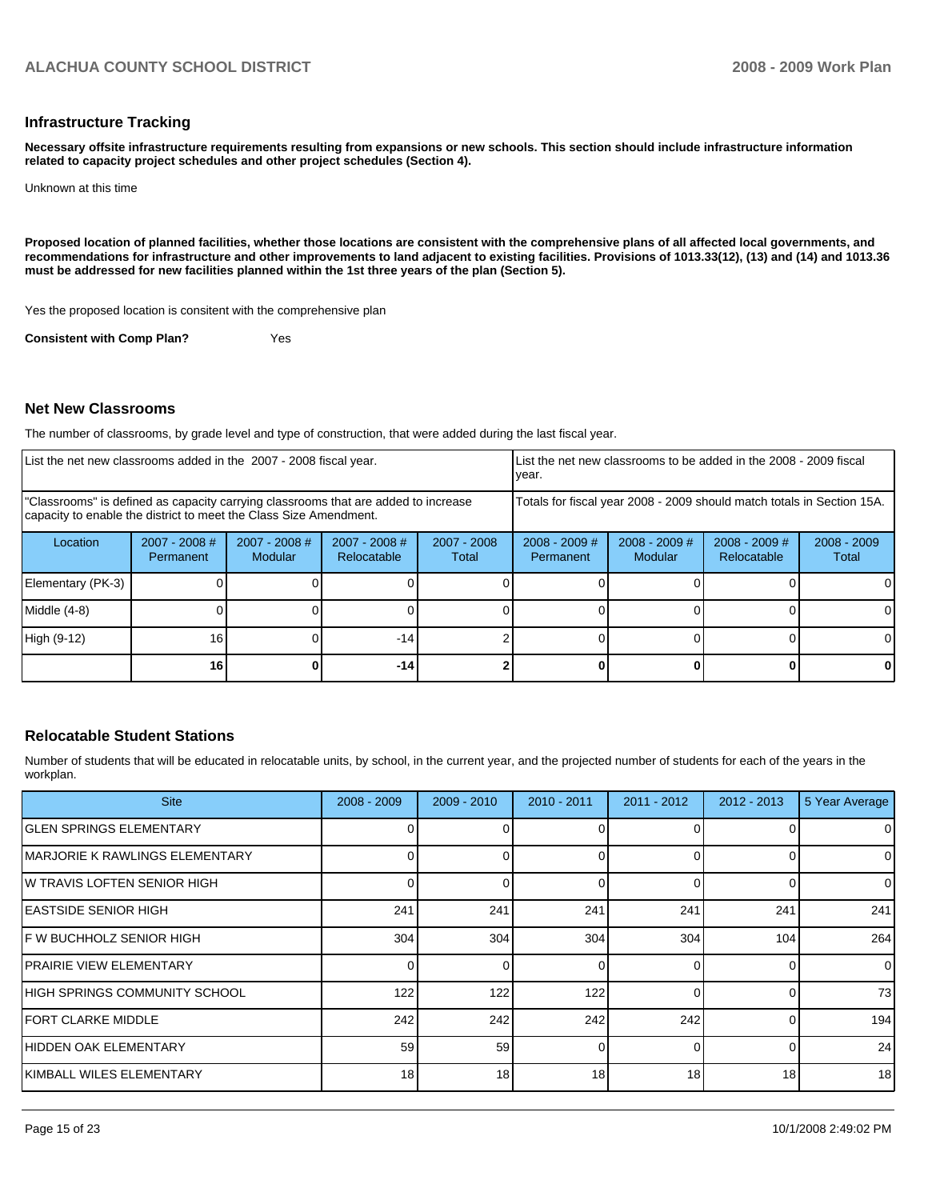## Infrastructure Tracking

**Necessary offsite infrastructure requirements resulting from expansions or new schools. This section should include infrastructure information related to capacity project schedules and other project schedules (Section 4).**

Unknown at this time

**Proposed location of planned facilities, whether those locations are consistent with the comprehensive plans of all affected local governments, and recommendations for infrastructure and other improvements to land adjacent to existing facilities. Provisions of 1013.33(12), (13) and (14) and 1013.36 must be addressed for new facilities planned within the 1st three years of the plan (Section 5).**

Yes the proposed location is consitent with the comprehensive plan

**Consistent with Comp Plan?** Yes

## Net New Classrooms

The number of classrooms, by grade level and type of construction, that were added during the last fiscal year.

| List the net new classrooms added in the 2007 - 2008 fiscal year. | | | | | List the net new classrooms to be added in the 2008 - 2009 fiscal year. | | | |
|---|---|---|---|---|---|---|---|---|
| "Classrooms" is defined as capacity carrying classrooms that are added to increase capacity to enable the district to meet the Class Size Amendment. | | | | | Totals for fiscal year 2008 - 2009 should match totals in Section 15A. | | | |
| Location | 2007 - 2008 # Permanent | 2007 - 2008 # Modular | 2007 - 2008 # Relocatable | 2007 - 2008 Total | 2008 - 2009 # Permanent | 2008 - 2009 # Modular | 2008 - 2009 # Relocatable | 2008 - 2009 Total |
| Elementary (PK-3) | 0 | 0 | 0 | 0 | 0 | 0 | 0 | 0 |
| Middle (4-8) | 0 | 0 | 0 | 0 | 0 | 0 | 0 | 0 |
| High (9-12) | 16 | 0 | -14 | 2 | 0 | 0 | 0 | 0 |
| | **16** | **0** | **-14** | **2** | **0** | **0** | **0** | **0** |

## Relocatable Student Stations

Number of students that will be educated in relocatable units, by school, in the current year, and the projected number of students for each of the years in the workplan.

| Site | 2008 - 2009 | 2009 - 2010 | 2010 - 2011 | 2011 - 2012 | 2012 - 2013 | 5 Year Average |
|---|---|---|---|---|---|---|
| GLEN SPRINGS ELEMENTARY | 0 | 0 | 0 | 0 | 0 | 0 |
| MARJORIE K RAWLINGS ELEMENTARY | 0 | 0 | 0 | 0 | 0 | 0 |
| W TRAVIS LOFTEN SENIOR HIGH | 0 | 0 | 0 | 0 | 0 | 0 |
| EASTSIDE SENIOR HIGH | 241 | 241 | 241 | 241 | 241 | 241 |
| F W BUCHHOLZ SENIOR HIGH | 304 | 304 | 304 | 304 | 104 | 264 |
| PRAIRIE VIEW ELEMENTARY | 0 | 0 | 0 | 0 | 0 | 0 |
| HIGH SPRINGS COMMUNITY SCHOOL | 122 | 122 | 122 | 0 | 0 | 73 |
| FORT CLARKE MIDDLE | 242 | 242 | 242 | 242 | 0 | 194 |
| HIDDEN OAK ELEMENTARY | 59 | 59 | 0 | 0 | 0 | 24 |
| KIMBALL WILES ELEMENTARY | 18 | 18 | 18 | 18 | 18 | 18 |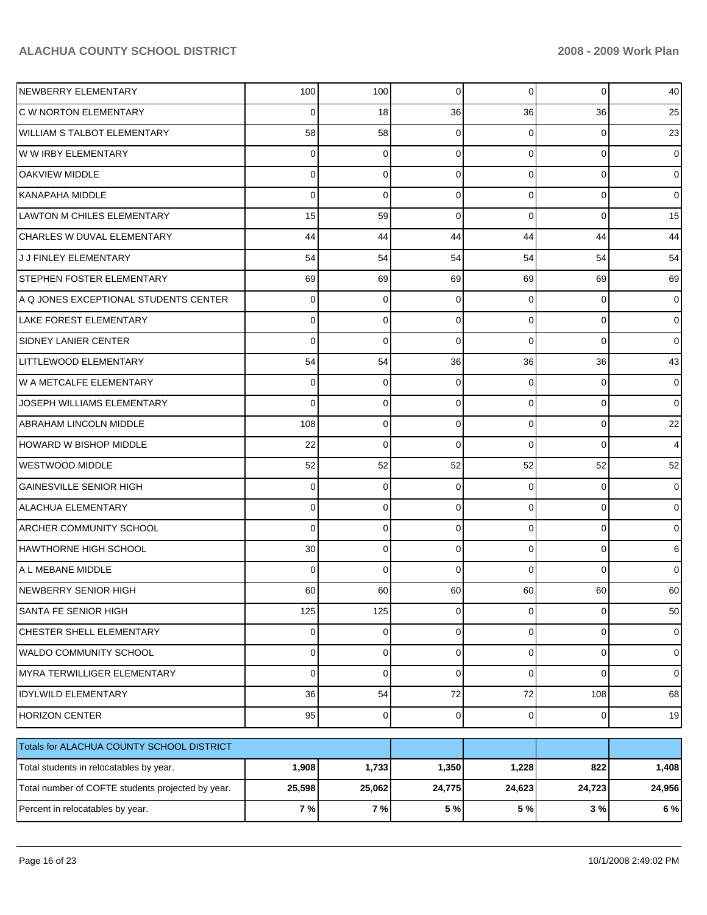| | | | | | | |
|---|---|---|---|---|---|---|
| NEWBERRY ELEMENTARY | 100 | 100 | 0 | 0 | 0 | 40 |
| C W NORTON ELEMENTARY | 0 | 18 | 36 | 36 | 36 | 25 |
| WILLIAM S TALBOT ELEMENTARY | 58 | 58 | 0 | 0 | 0 | 23 |
| W W IRBY ELEMENTARY | 0 | 0 | 0 | 0 | 0 | 0 |
| OAKVIEW MIDDLE | 0 | 0 | 0 | 0 | 0 | 0 |
| KANAPAHA MIDDLE | 0 | 0 | 0 | 0 | 0 | 0 |
| LAWTON M CHILES ELEMENTARY | 15 | 59 | 0 | 0 | 0 | 15 |
| CHARLES W DUVAL ELEMENTARY | 44 | 44 | 44 | 44 | 44 | 44 |
| J J FINLEY ELEMENTARY | 54 | 54 | 54 | 54 | 54 | 54 |
| STEPHEN FOSTER ELEMENTARY | 69 | 69 | 69 | 69 | 69 | 69 |
| A Q JONES EXCEPTIONAL STUDENTS CENTER | 0 | 0 | 0 | 0 | 0 | 0 |
| LAKE FOREST ELEMENTARY | 0 | 0 | 0 | 0 | 0 | 0 |
| SIDNEY LANIER CENTER | 0 | 0 | 0 | 0 | 0 | 0 |
| LITTLEWOOD ELEMENTARY | 54 | 54 | 36 | 36 | 36 | 43 |
| W A METCALFE ELEMENTARY | 0 | 0 | 0 | 0 | 0 | 0 |
| JOSEPH WILLIAMS ELEMENTARY | 0 | 0 | 0 | 0 | 0 | 0 |
| ABRAHAM LINCOLN MIDDLE | 108 | 0 | 0 | 0 | 0 | 22 |
| HOWARD W BISHOP MIDDLE | 22 | 0 | 0 | 0 | 0 | 4 |
| WESTWOOD MIDDLE | 52 | 52 | 52 | 52 | 52 | 52 |
| GAINESVILLE SENIOR HIGH | 0 | 0 | 0 | 0 | 0 | 0 |
| ALACHUA ELEMENTARY | 0 | 0 | 0 | 0 | 0 | 0 |
| ARCHER COMMUNITY SCHOOL | 0 | 0 | 0 | 0 | 0 | 0 |
| HAWTHORNE HIGH SCHOOL | 30 | 0 | 0 | 0 | 0 | 6 |
| A L MEBANE MIDDLE | 0 | 0 | 0 | 0 | 0 | 0 |
| NEWBERRY SENIOR HIGH | 60 | 60 | 60 | 60 | 60 | 60 |
| SANTA FE SENIOR HIGH | 125 | 125 | 0 | 0 | 0 | 50 |
| CHESTER SHELL ELEMENTARY | 0 | 0 | 0 | 0 | 0 | 0 |
| WALDO COMMUNITY SCHOOL | 0 | 0 | 0 | 0 | 0 | 0 |
| MYRA TERWILLIGER ELEMENTARY | 0 | 0 | 0 | 0 | 0 | 0 |
| IDYLWILD ELEMENTARY | 36 | 54 | 72 | 72 | 108 | 68 |
| HORIZON CENTER | 95 | 0 | 0 | 0 | 0 | 19 |

| Totals for ALACHUA COUNTY SCHOOL DISTRICT | | | | | | |
|---|---|---|---|---|---|---|
| Total students in relocatables by year. | **1,908** | **1,733** | **1,350** | **1,228** | **822** | **1,408** |
| Total number of COFTE students projected by year. | **25,598** | **25,062** | **24,775** | **24,623** | **24,723** | **24,956** |
| Percent in relocatables by year. | **7 %** | **7 %** | **5 %** | **5 %** | **3 %** | **6 %** |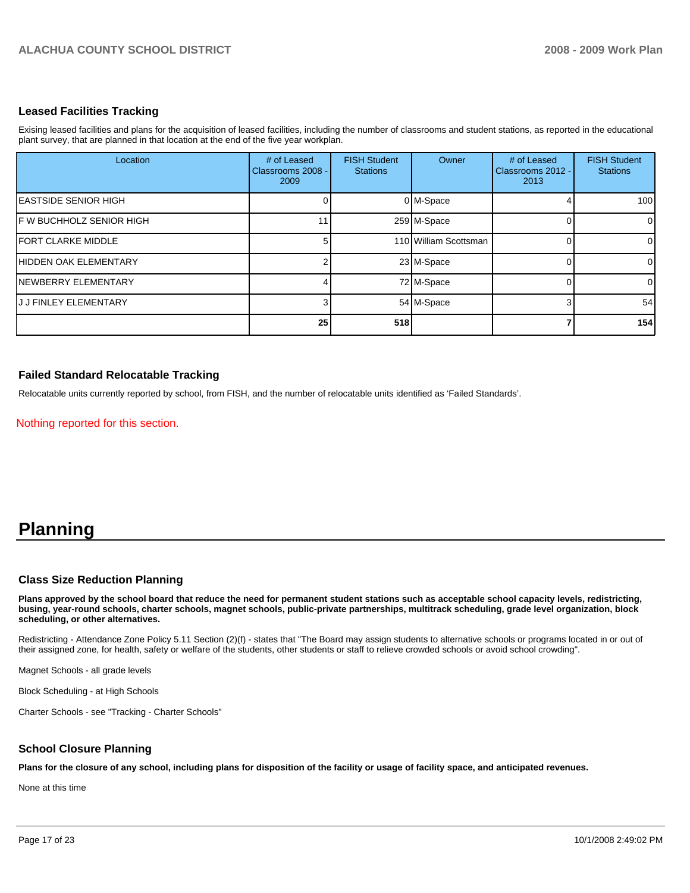### Leased Facilities Tracking

Exising leased facilities and plans for the acquisition of leased facilities, including the number of classrooms and student stations, as reported in the educational plant survey, that are planned in that location at the end of the five year workplan.

| Location | # of Leased Classrooms 2008 - 2009 | FISH Student Stations | Owner | # of Leased Classrooms 2012 - 2013 | FISH Student Stations |
|---|---|---|---|---|---|
| EASTSIDE SENIOR HIGH | 0 | 0 | M-Space | 4 | 100 |
| F W BUCHHOLZ SENIOR HIGH | 11 | 259 | M-Space | 0 | 0 |
| FORT CLARKE MIDDLE | 5 | 110 | William Scottsman | 0 | 0 |
| HIDDEN OAK ELEMENTARY | 2 | 23 | M-Space | 0 | 0 |
| NEWBERRY ELEMENTARY | 4 | 72 | M-Space | 0 | 0 |
| J J FINLEY ELEMENTARY | 3 | 54 | M-Space | 3 | 54 |
| | **25** | **518** | | **7** | **154** |

### Failed Standard Relocatable Tracking

Relocatable units currently reported by school, from FISH, and the number of relocatable units identified as 'Failed Standards'.

Nothing reported for this section.

# Planning

### Class Size Reduction Planning

**Plans approved by the school board that reduce the need for permanent student stations such as acceptable school capacity levels, redistricting, busing, year-round schools, charter schools, magnet schools, public-private partnerships, multitrack scheduling, grade level organization, block scheduling, or other alternatives.**

Redistricting - Attendance Zone Policy 5.11 Section (2)(f) - states that "The Board may assign students to alternative schools or programs located in or out of their assigned zone, for health, safety or welfare of the students, other students or staff to relieve crowded schools or avoid school crowding".

Magnet Schools - all grade levels

Block Scheduling - at High Schools

Charter Schools - see "Tracking - Charter Schools"

### School Closure Planning

**Plans for the closure of any school, including plans for disposition of the facility or usage of facility space, and anticipated revenues.**

None at this time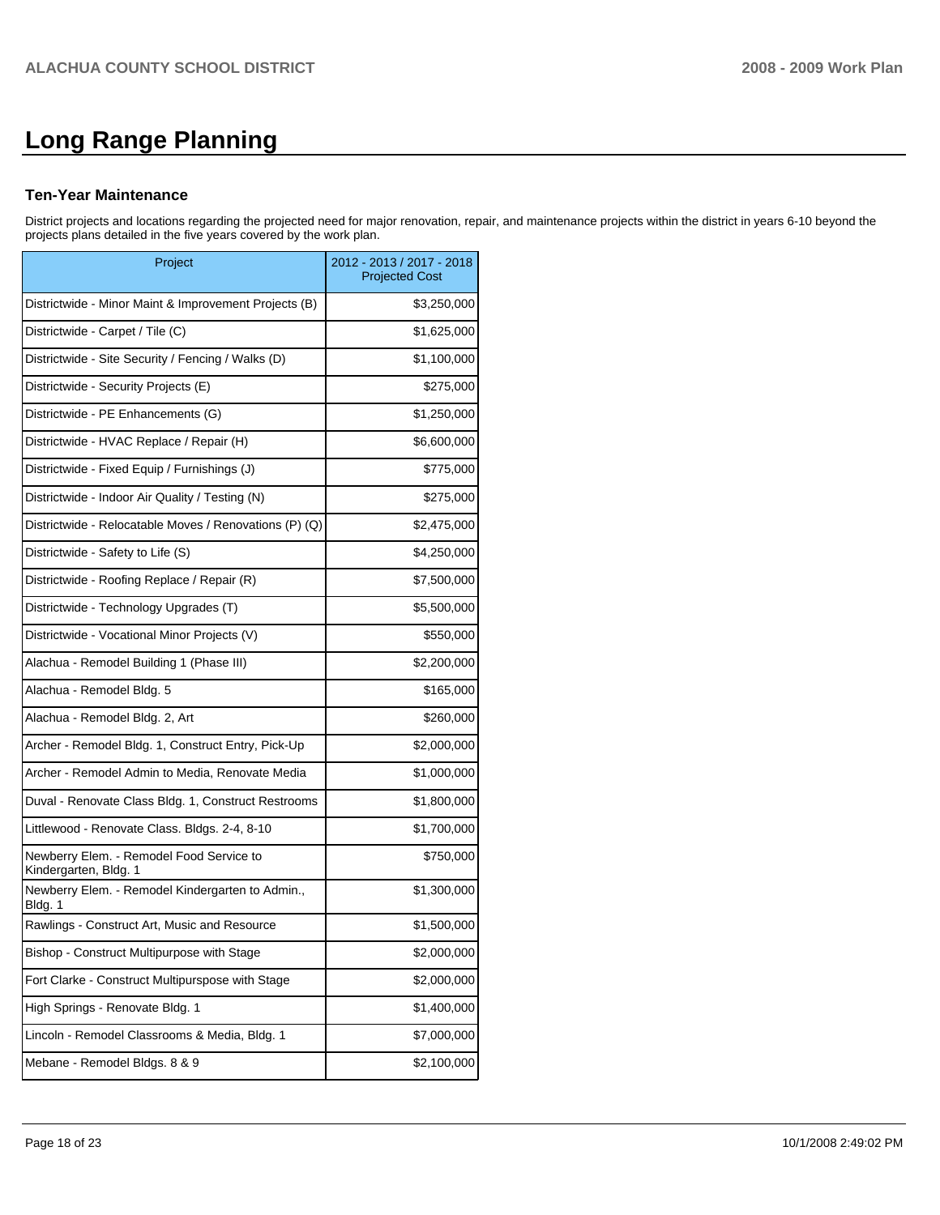# Long Range Planning

### Ten-Year Maintenance

District projects and locations regarding the projected need for major renovation, repair, and maintenance projects within the district in years 6-10 beyond the projects plans detailed in the five years covered by the work plan.

| Project | 2012 - 2013 / 2017 - 2018 Projected Cost |
|---|---|
| Districtwide - Minor Maint & Improvement Projects (B) | $3,250,000 |
| Districtwide - Carpet / Tile (C) | $1,625,000 |
| Districtwide - Site Security / Fencing / Walks (D) | $1,100,000 |
| Districtwide - Security Projects (E) | $275,000 |
| Districtwide - PE Enhancements (G) | $1,250,000 |
| Districtwide - HVAC Replace / Repair (H) | $6,600,000 |
| Districtwide - Fixed Equip / Furnishings (J) | $775,000 |
| Districtwide - Indoor Air Quality / Testing (N) | $275,000 |
| Districtwide - Relocatable Moves / Renovations (P) (Q) | $2,475,000 |
| Districtwide - Safety to Life (S) | $4,250,000 |
| Districtwide - Roofing Replace / Repair (R) | $7,500,000 |
| Districtwide - Technology Upgrades (T) | $5,500,000 |
| Districtwide - Vocational Minor Projects (V) | $550,000 |
| Alachua - Remodel Building 1 (Phase III) | $2,200,000 |
| Alachua - Remodel Bldg. 5 | $165,000 |
| Alachua - Remodel Bldg. 2, Art | $260,000 |
| Archer - Remodel Bldg. 1, Construct Entry, Pick-Up | $2,000,000 |
| Archer - Remodel Admin to Media, Renovate Media | $1,000,000 |
| Duval - Renovate Class Bldg. 1, Construct Restrooms | $1,800,000 |
| Littlewood - Renovate Class. Bldgs. 2-4, 8-10 | $1,700,000 |
| Newberry Elem. - Remodel Food Service to Kindergarten, Bldg. 1 | $750,000 |
| Newberry Elem. - Remodel Kindergarten to Admin., Bldg. 1 | $1,300,000 |
| Rawlings - Construct Art, Music and Resource | $1,500,000 |
| Bishop - Construct Multipurpose with Stage | $2,000,000 |
| Fort Clarke - Construct Multipurspose with Stage | $2,000,000 |
| High Springs - Renovate Bldg. 1 | $1,400,000 |
| Lincoln - Remodel Classrooms & Media, Bldg. 1 | $7,000,000 |
| Mebane - Remodel Bldgs. 8 & 9 | $2,100,000 |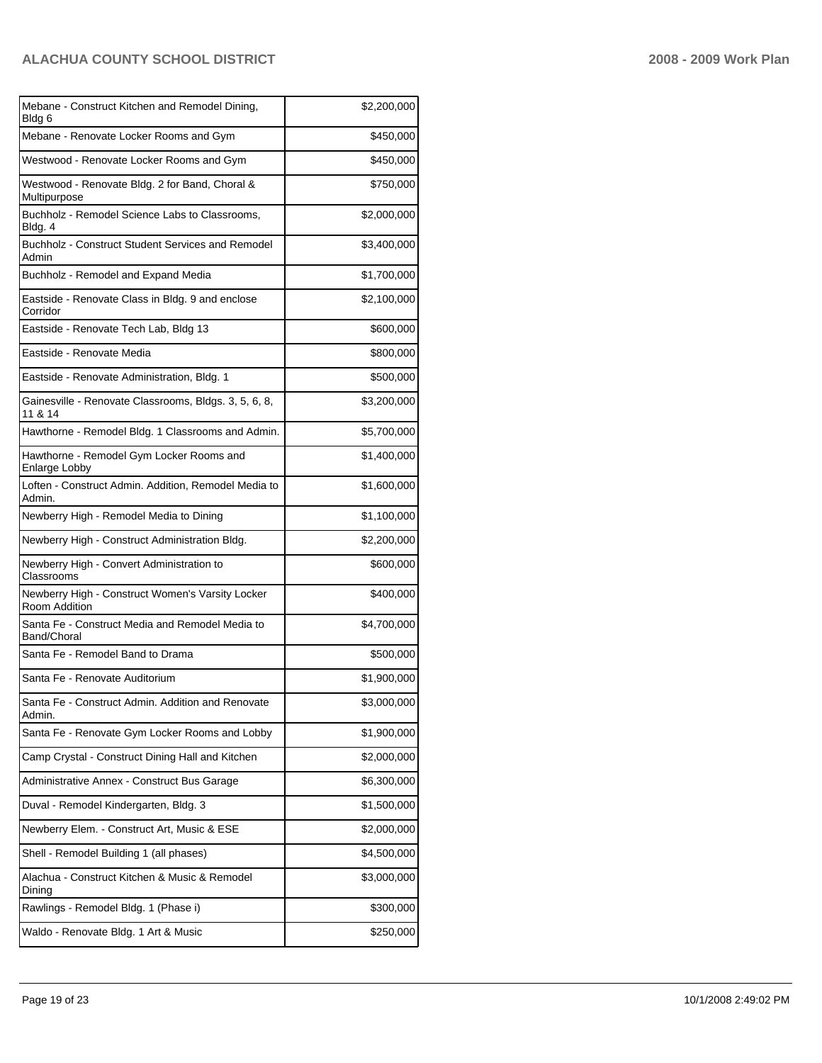| | |
|---|---|
| Mebane - Construct Kitchen and Remodel Dining, Bldg 6 | $2,200,000 |
| Mebane - Renovate Locker Rooms and Gym | $450,000 |
| Westwood - Renovate Locker Rooms and Gym | $450,000 |
| Westwood - Renovate Bldg. 2 for Band, Choral & Multipurpose | $750,000 |
| Buchholz - Remodel Science Labs to Classrooms, Bldg. 4 | $2,000,000 |
| Buchholz - Construct Student Services and Remodel Admin | $3,400,000 |
| Buchholz - Remodel and Expand Media | $1,700,000 |
| Eastside - Renovate Class in Bldg. 9 and enclose Corridor | $2,100,000 |
| Eastside - Renovate Tech Lab, Bldg 13 | $600,000 |
| Eastside - Renovate Media | $800,000 |
| Eastside - Renovate Administration, Bldg. 1 | $500,000 |
| Gainesville - Renovate Classrooms, Bldgs. 3, 5, 6, 8, 11 & 14 | $3,200,000 |
| Hawthorne - Remodel Bldg. 1 Classrooms and Admin. | $5,700,000 |
| Hawthorne - Remodel Gym Locker Rooms and Enlarge Lobby | $1,400,000 |
| Loften - Construct Admin. Addition, Remodel Media to Admin. | $1,600,000 |
| Newberry High - Remodel Media to Dining | $1,100,000 |
| Newberry High - Construct Administration Bldg. | $2,200,000 |
| Newberry High - Convert Administration to Classrooms | $600,000 |
| Newberry High - Construct Women's Varsity Locker Room Addition | $400,000 |
| Santa Fe - Construct Media and Remodel Media to Band/Choral | $4,700,000 |
| Santa Fe - Remodel Band to Drama | $500,000 |
| Santa Fe - Renovate Auditorium | $1,900,000 |
| Santa Fe - Construct Admin. Addition and Renovate Admin. | $3,000,000 |
| Santa Fe - Renovate Gym Locker Rooms and Lobby | $1,900,000 |
| Camp Crystal - Construct Dining Hall and Kitchen | $2,000,000 |
| Administrative Annex - Construct Bus Garage | $6,300,000 |
| Duval - Remodel Kindergarten, Bldg. 3 | $1,500,000 |
| Newberry Elem. - Construct Art, Music & ESE | $2,000,000 |
| Shell - Remodel Building 1 (all phases) | $4,500,000 |
| Alachua - Construct Kitchen & Music & Remodel Dining | $3,000,000 |
| Rawlings - Remodel Bldg. 1 (Phase i) | $300,000 |
| Waldo - Renovate Bldg. 1 Art & Music | $250,000 |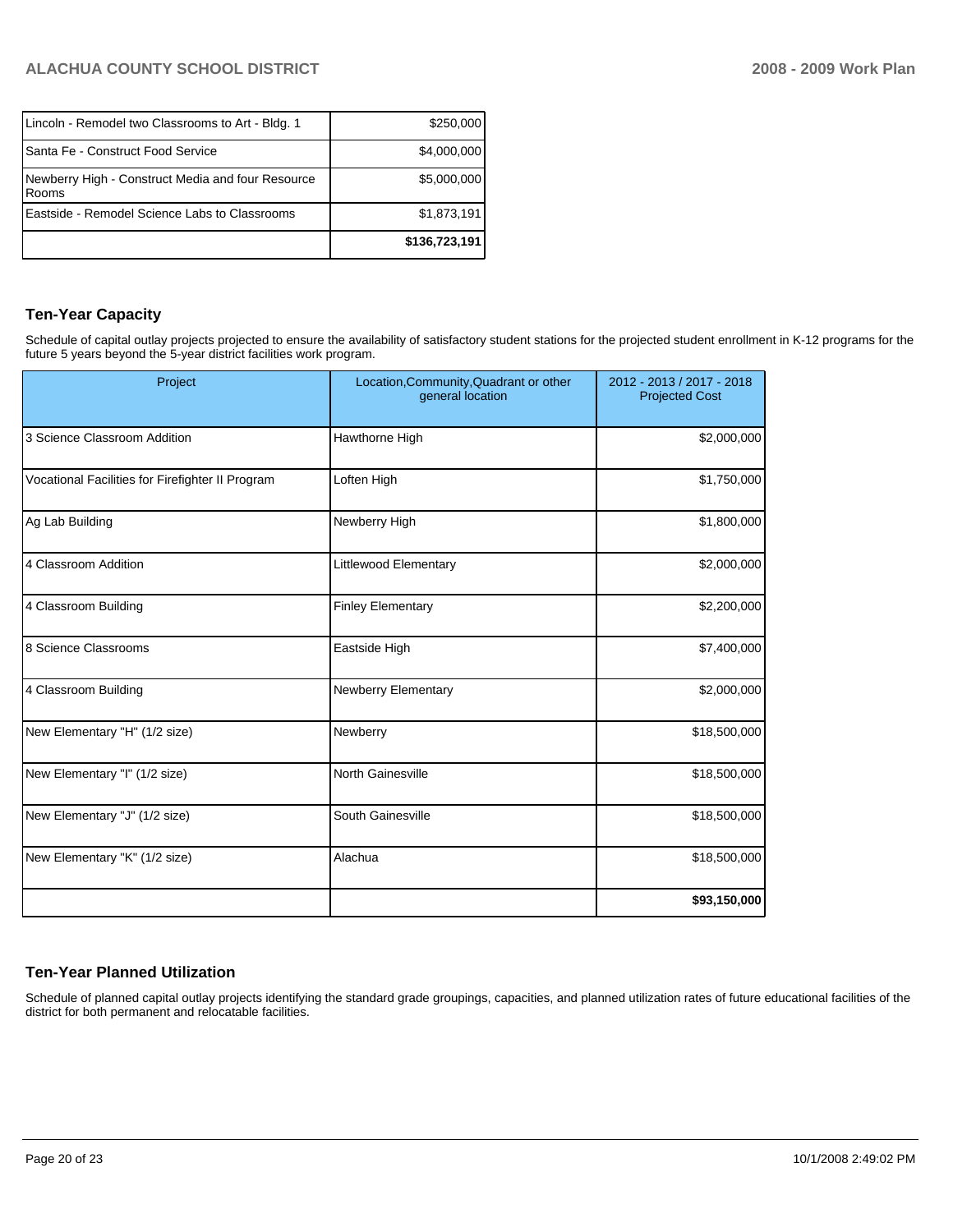| | |
|---|---|
| Lincoln - Remodel two Classrooms to Art - Bldg. 1 | $250,000 |
| Santa Fe - Construct Food Service | $4,000,000 |
| Newberry High - Construct Media and four Resource Rooms | $5,000,000 |
| Eastside - Remodel Science Labs to Classrooms | $1,873,191 |
| | **$136,723,191** |

### Ten-Year Capacity

Schedule of capital outlay projects projected to ensure the availability of satisfactory student stations for the projected student enrollment in K-12 programs for the future 5 years beyond the 5-year district facilities work program.

| Project | Location,Community,Quadrant or other general location | 2012 - 2013 / 2017 - 2018 Projected Cost |
|---|---|---|
| 3 Science Classroom Addition | Hawthorne High | $2,000,000 |
| Vocational Facilities for Firefighter II Program | Loften High | $1,750,000 |
| Ag Lab Building | Newberry High | $1,800,000 |
| 4 Classroom Addition | Littlewood Elementary | $2,000,000 |
| 4 Classroom Building | Finley Elementary | $2,200,000 |
| 8 Science Classrooms | Eastside High | $7,400,000 |
| 4 Classroom Building | Newberry Elementary | $2,000,000 |
| New Elementary "H" (1/2 size) | Newberry | $18,500,000 |
| New Elementary "I" (1/2 size) | North Gainesville | $18,500,000 |
| New Elementary "J" (1/2 size) | South Gainesville | $18,500,000 |
| New Elementary "K" (1/2 size) | Alachua | $18,500,000 |
| | | **$93,150,000** |

### Ten-Year Planned Utilization

Schedule of planned capital outlay projects identifying the standard grade groupings, capacities, and planned utilization rates of future educational facilities of the district for both permanent and relocatable facilities.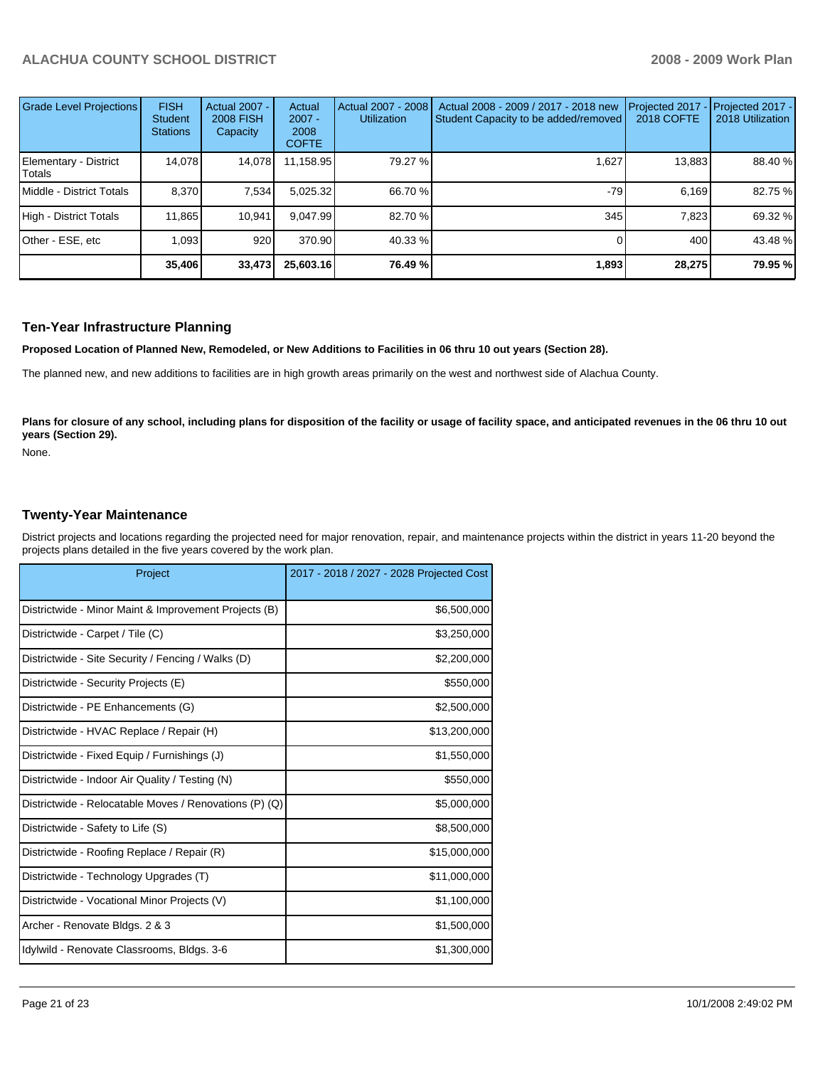| Grade Level Projections | FISH Student Stations | Actual 2007 - 2008 FISH Capacity | Actual 2007 - 2008 COFTE | Actual 2007 - 2008 Utilization | Actual 2008 - 2009 / 2017 - 2018 new Student Capacity to be added/removed | Projected 2017 - 2018 COFTE | Projected 2017 - 2018 Utilization |
|---|---|---|---|---|---|---|---|
| Elementary - District Totals | 14,078 | 14,078 | 11,158.95 | 79.27 % | 1,627 | 13,883 | 88.40 % |
| Middle - District Totals | 8,370 | 7,534 | 5,025.32 | 66.70 % | -79 | 6,169 | 82.75 % |
| High - District Totals | 11,865 | 10,941 | 9,047.99 | 82.70 % | 345 | 7,823 | 69.32 % |
| Other - ESE, etc | 1,093 | 920 | 370.90 | 40.33 % | 0 | 400 | 43.48 % |
| | **35,406** | **33,473** | **25,603.16** | **76.49 %** | **1,893** | **28,275** | **79.95 %** |

## Ten-Year Infrastructure Planning

**Proposed Location of Planned New, Remodeled, or New Additions to Facilities in 06 thru 10 out years (Section 28).**

The planned new, and new additions to facilities are in high growth areas primarily on the west and northwest side of Alachua County.

**Plans for closure of any school, including plans for disposition of the facility or usage of facility space, and anticipated revenues in the 06 thru 10 out years (Section 29).**

None.

## Twenty-Year Maintenance

District projects and locations regarding the projected need for major renovation, repair, and maintenance projects within the district in years 11-20 beyond the projects plans detailed in the five years covered by the work plan.

| Project | 2017 - 2018 / 2027 - 2028 Projected Cost |
|---|---|
| Districtwide - Minor Maint & Improvement Projects (B) | $6,500,000 |
| Districtwide - Carpet / Tile (C) | $3,250,000 |
| Districtwide - Site Security / Fencing / Walks (D) | $2,200,000 |
| Districtwide - Security Projects (E) | $550,000 |
| Districtwide - PE Enhancements (G) | $2,500,000 |
| Districtwide - HVAC Replace / Repair (H) | $13,200,000 |
| Districtwide - Fixed Equip / Furnishings (J) | $1,550,000 |
| Districtwide - Indoor Air Quality / Testing (N) | $550,000 |
| Districtwide - Relocatable Moves / Renovations (P) (Q) | $5,000,000 |
| Districtwide - Safety to Life (S) | $8,500,000 |
| Districtwide - Roofing Replace / Repair (R) | $15,000,000 |
| Districtwide - Technology Upgrades (T) | $11,000,000 |
| Districtwide - Vocational Minor Projects (V) | $1,100,000 |
| Archer - Renovate Bldgs. 2 & 3 | $1,500,000 |
| Idylwild - Renovate Classrooms, Bldgs. 3-6 | $1,300,000 |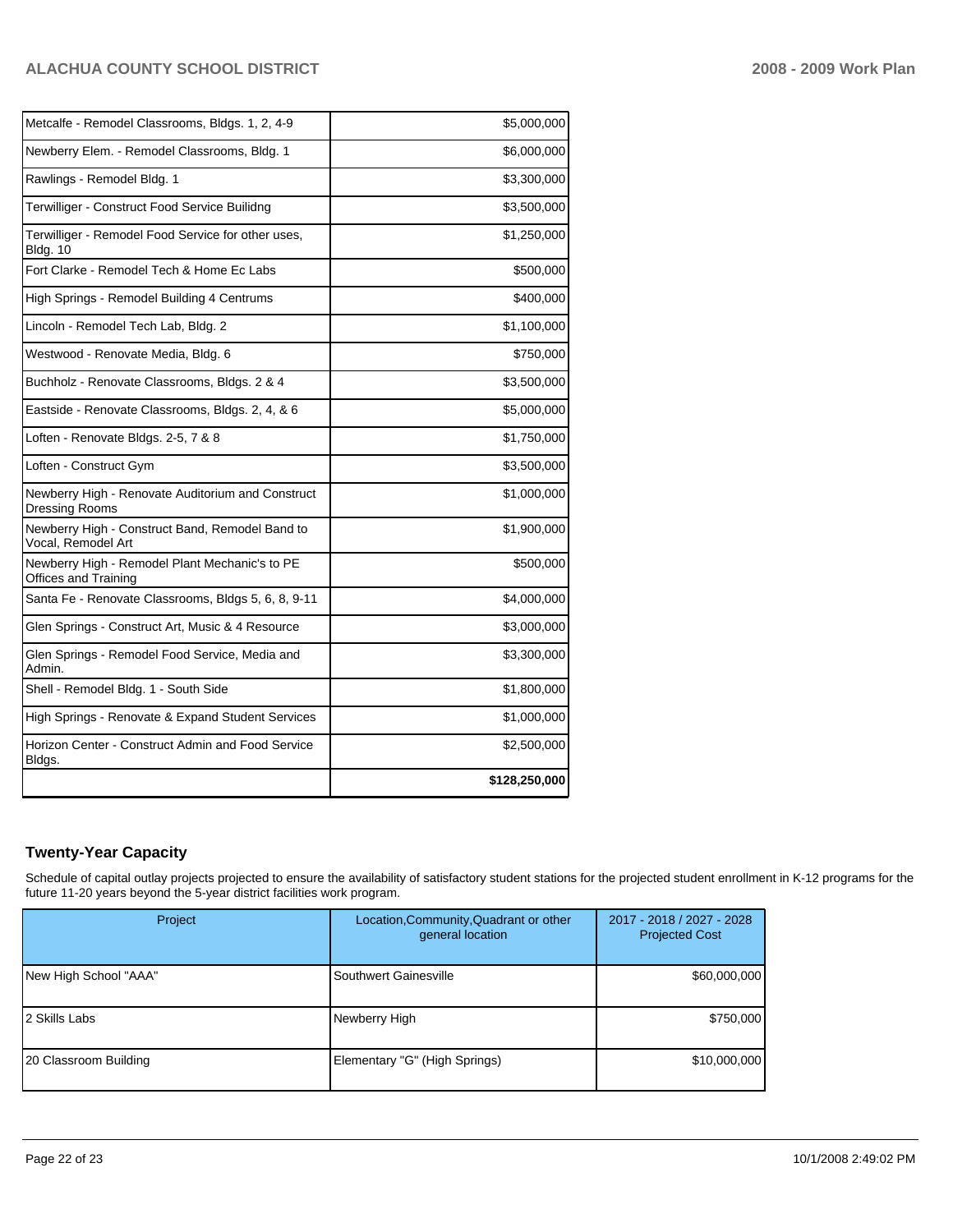| | |
|---|---|
| Metcalfe - Remodel Classrooms, Bldgs. 1, 2, 4-9 | $5,000,000 |
| Newberry Elem. - Remodel Classrooms, Bldg. 1 | $6,000,000 |
| Rawlings - Remodel Bldg. 1 | $3,300,000 |
| Terwilliger - Construct Food Service Builidng | $3,500,000 |
| Terwilliger - Remodel Food Service for other uses, Bldg. 10 | $1,250,000 |
| Fort Clarke - Remodel Tech & Home Ec Labs | $500,000 |
| High Springs - Remodel Building 4 Centrums | $400,000 |
| Lincoln - Remodel Tech Lab, Bldg. 2 | $1,100,000 |
| Westwood - Renovate Media, Bldg. 6 | $750,000 |
| Buchholz - Renovate Classrooms, Bldgs. 2 & 4 | $3,500,000 |
| Eastside - Renovate Classrooms, Bldgs. 2, 4, & 6 | $5,000,000 |
| Loften - Renovate Bldgs. 2-5, 7 & 8 | $1,750,000 |
| Loften - Construct Gym | $3,500,000 |
| Newberry High - Renovate Auditorium and Construct Dressing Rooms | $1,000,000 |
| Newberry High - Construct Band, Remodel Band to Vocal, Remodel Art | $1,900,000 |
| Newberry High - Remodel Plant Mechanic's to PE Offices and Training | $500,000 |
| Santa Fe - Renovate Classrooms, Bldgs 5, 6, 8, 9-11 | $4,000,000 |
| Glen Springs - Construct Art, Music & 4 Resource | $3,000,000 |
| Glen Springs - Remodel Food Service, Media and Admin. | $3,300,000 |
| Shell - Remodel Bldg. 1 - South Side | $1,800,000 |
| High Springs - Renovate & Expand Student Services | $1,000,000 |
| Horizon Center - Construct Admin and Food Service Bldgs. | $2,500,000 |
| | **$128,250,000** |

## Twenty-Year Capacity

Schedule of capital outlay projects projected to ensure the availability of satisfactory student stations for the projected student enrollment in K-12 programs for the future 11-20 years beyond the 5-year district facilities work program.

| Project | Location,Community,Quadrant or other general location | 2017 - 2018 / 2027 - 2028 Projected Cost |
|---|---|---|
| New High School "AAA" | Southwert Gainesville | $60,000,000 |
| 2 Skills Labs | Newberry High | $750,000 |
| 20 Classroom Building | Elementary "G" (High Springs) | $10,000,000 |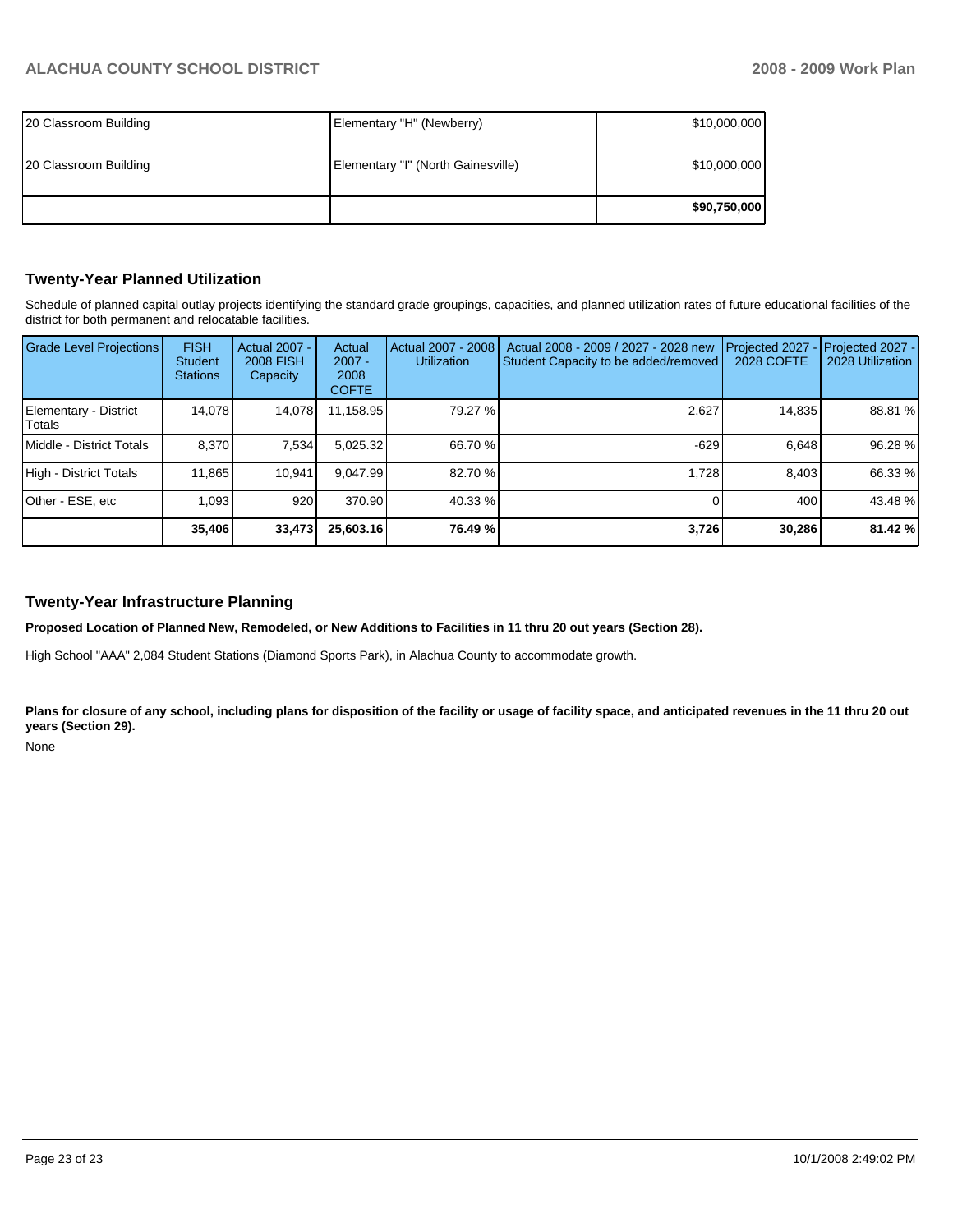| | | |
|---|---|---|
| 20 Classroom Building | Elementary "H" (Newberry) | $10,000,000 |
| 20 Classroom Building | Elementary "I" (North Gainesville) | $10,000,000 |
| | | **$90,750,000** |

## Twenty-Year Planned Utilization

Schedule of planned capital outlay projects identifying the standard grade groupings, capacities, and planned utilization rates of future educational facilities of the district for both permanent and relocatable facilities.

| Grade Level Projections | FISH Student Stations | Actual 2007 - 2008 FISH Capacity | Actual 2007 - 2008 COFTE | Actual 2007 - 2008 Utilization | Actual 2008 - 2009 / 2027 - 2028 new Student Capacity to be added/removed | Projected 2027 - 2028 COFTE | Projected 2027 - 2028 Utilization |
|---|---|---|---|---|---|---|---|
| Elementary - District Totals | 14,078 | 14,078 | 11,158.95 | 79.27 % | 2,627 | 14,835 | 88.81 % |
| Middle - District Totals | 8,370 | 7,534 | 5,025.32 | 66.70 % | -629 | 6,648 | 96.28 % |
| High - District Totals | 11,865 | 10,941 | 9,047.99 | 82.70 % | 1,728 | 8,403 | 66.33 % |
| Other - ESE, etc | 1,093 | 920 | 370.90 | 40.33 % | 0 | 400 | 43.48 % |
| | **35,406** | **33,473** | **25,603.16** | **76.49 %** | **3,726** | **30,286** | **81.42 %** |

## Twenty-Year Infrastructure Planning

**Proposed Location of Planned New, Remodeled, or New Additions to Facilities in 11 thru 20 out years (Section 28).**

High School "AAA" 2,084 Student Stations (Diamond Sports Park), in Alachua County to accommodate growth.

**Plans for closure of any school, including plans for disposition of the facility or usage of facility space, and anticipated revenues in the 11 thru 20 out years (Section 29).**

None